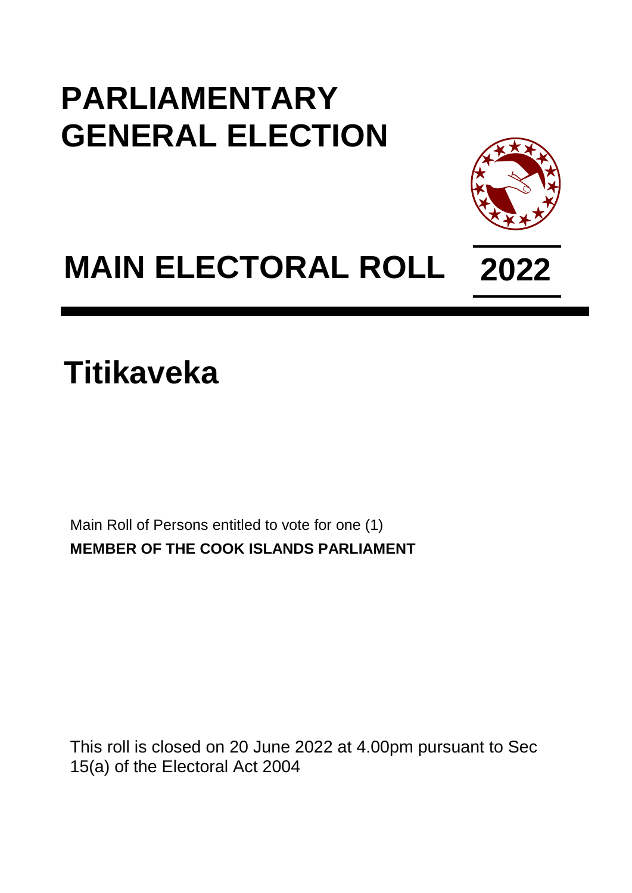# PARLIAMENTARY GENERAL ELECTION

# MAIN ELECTORAL ROLL 2022

# Titikaveka

Main Roll of Persons entitled to vote for one (1)
**MEMBER OF THE COOK ISLANDS PARLIAMENT**

This roll is closed on 20 June 2022 at 4.00pm pursuant to Sec 15(a) of the Electoral Act 2004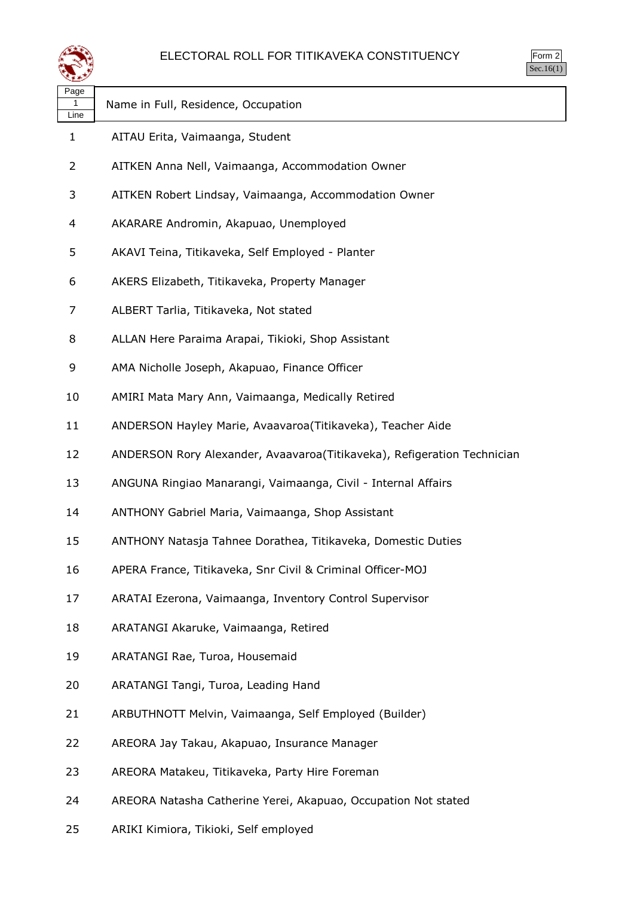# ELECTORAL ROLL FOR TITIKAVEKA CONSTITUENCY

Form 2
Sec.16(1)

| Page 1 Line | Name in Full, Residence, Occupation |
|---|---|
| 1 | AITAU Erita, Vaimaanga, Student |
| 2 | AITKEN Anna Nell, Vaimaanga, Accommodation Owner |
| 3 | AITKEN Robert Lindsay, Vaimaanga, Accommodation Owner |
| 4 | AKARARE Andromin, Akapuao, Unemployed |
| 5 | AKAVI Teina, Titikaveka, Self Employed - Planter |
| 6 | AKERS Elizabeth, Titikaveka, Property Manager |
| 7 | ALBERT Tarlia, Titikaveka, Not stated |
| 8 | ALLAN Here Paraima Arapai, Tikioki, Shop Assistant |
| 9 | AMA Nicholle Joseph, Akapuao, Finance Officer |
| 10 | AMIRI Mata Mary Ann, Vaimaanga, Medically Retired |
| 11 | ANDERSON Hayley Marie, Avaavaroa(Titikaveka), Teacher Aide |
| 12 | ANDERSON Rory Alexander, Avaavaroa(Titikaveka), Refigeration Technician |
| 13 | ANGUNA Ringiao Manarangi, Vaimaanga, Civil - Internal Affairs |
| 14 | ANTHONY Gabriel Maria, Vaimaanga, Shop Assistant |
| 15 | ANTHONY Natasja Tahnee Dorathea, Titikaveka, Domestic Duties |
| 16 | APERA France, Titikaveka, Snr Civil & Criminal Officer-MOJ |
| 17 | ARATAI Ezerona, Vaimaanga, Inventory Control Supervisor |
| 18 | ARATANGI Akaruke, Vaimaanga, Retired |
| 19 | ARATANGI Rae, Turoa, Housemaid |
| 20 | ARATANGI Tangi, Turoa, Leading Hand |
| 21 | ARBUTHNOTT Melvin, Vaimaanga, Self Employed (Builder) |
| 22 | AREORA Jay Takau, Akapuao, Insurance Manager |
| 23 | AREORA Matakeu, Titikaveka, Party Hire Foreman |
| 24 | AREORA Natasha Catherine Yerei, Akapuao, Occupation Not stated |
| 25 | ARIKI Kimiora, Tikioki, Self employed |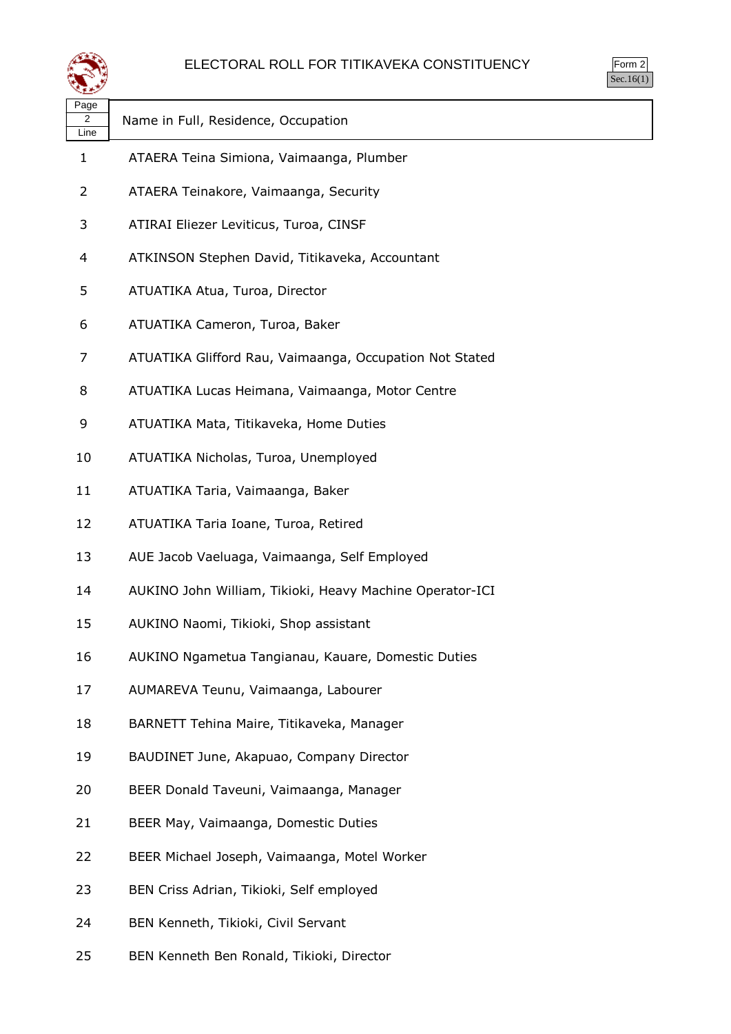# ELECTORAL ROLL FOR TITIKAVEKA CONSTITUENCY

Form 2
Sec.16(1)

| Page 2 Line | Name in Full, Residence, Occupation |
|---|---|
| 1 | ATAERA Teina Simiona, Vaimaanga, Plumber |
| 2 | ATAERA Teinakore, Vaimaanga, Security |
| 3 | ATIRAI Eliezer Leviticus, Turoa, CINSF |
| 4 | ATKINSON Stephen David, Titikaveka, Accountant |
| 5 | ATUATIKA Atua, Turoa, Director |
| 6 | ATUATIKA Cameron, Turoa, Baker |
| 7 | ATUATIKA Glifford Rau, Vaimaanga, Occupation Not Stated |
| 8 | ATUATIKA Lucas Heimana, Vaimaanga, Motor Centre |
| 9 | ATUATIKA Mata, Titikaveka, Home Duties |
| 10 | ATUATIKA Nicholas, Turoa, Unemployed |
| 11 | ATUATIKA Taria, Vaimaanga, Baker |
| 12 | ATUATIKA Taria Ioane, Turoa, Retired |
| 13 | AUE Jacob Vaeluaga, Vaimaanga, Self Employed |
| 14 | AUKINO John William, Tikioki, Heavy Machine Operator-ICI |
| 15 | AUKINO Naomi, Tikioki, Shop assistant |
| 16 | AUKINO Ngametua Tangianau, Kauare, Domestic Duties |
| 17 | AUMAREVA Teunu, Vaimaanga, Labourer |
| 18 | BARNETT Tehina Maire, Titikaveka, Manager |
| 19 | BAUDINET June, Akapuao, Company Director |
| 20 | BEER Donald Taveuni, Vaimaanga, Manager |
| 21 | BEER May, Vaimaanga, Domestic Duties |
| 22 | BEER Michael Joseph, Vaimaanga, Motel Worker |
| 23 | BEN Criss Adrian, Tikioki, Self employed |
| 24 | BEN Kenneth, Tikioki, Civil Servant |
| 25 | BEN Kenneth Ben Ronald, Tikioki, Director |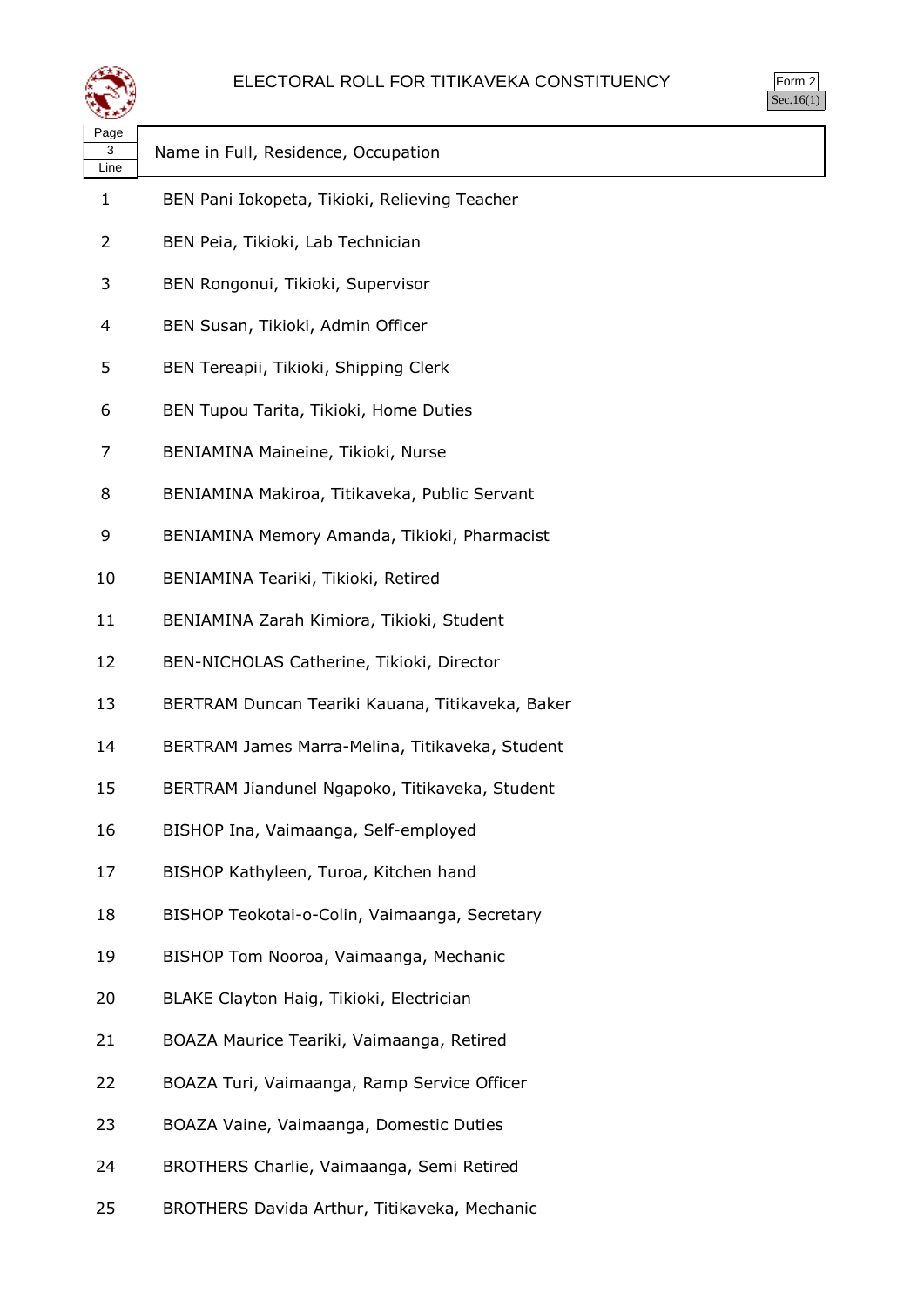# ELECTORAL ROLL FOR TITIKAVEKA CONSTITUENCY

Form 2
Sec.16(1)

| Page 3 Line | Name in Full, Residence, Occupation |
|---|---|
| 1 | BEN Pani Iokopeta, Tikioki, Relieving Teacher |
| 2 | BEN Peia, Tikioki, Lab Technician |
| 3 | BEN Rongonui, Tikioki, Supervisor |
| 4 | BEN Susan, Tikioki, Admin Officer |
| 5 | BEN Tereapii, Tikioki, Shipping Clerk |
| 6 | BEN Tupou Tarita, Tikioki, Home Duties |
| 7 | BENIAMINA Maineine, Tikioki, Nurse |
| 8 | BENIAMINA Makiroa, Titikaveka, Public Servant |
| 9 | BENIAMINA Memory Amanda, Tikioki, Pharmacist |
| 10 | BENIAMINA Teariki, Tikioki, Retired |
| 11 | BENIAMINA Zarah Kimiora, Tikioki, Student |
| 12 | BEN-NICHOLAS Catherine, Tikioki, Director |
| 13 | BERTRAM Duncan Teariki Kauana, Titikaveka, Baker |
| 14 | BERTRAM James Marra-Melina, Titikaveka, Student |
| 15 | BERTRAM Jiandunel Ngapoko, Titikaveka, Student |
| 16 | BISHOP Ina, Vaimaanga, Self-employed |
| 17 | BISHOP Kathyleen, Turoa, Kitchen hand |
| 18 | BISHOP Teokotai-o-Colin, Vaimaanga, Secretary |
| 19 | BISHOP Tom Nooroa, Vaimaanga, Mechanic |
| 20 | BLAKE Clayton Haig, Tikioki, Electrician |
| 21 | BOAZA Maurice Teariki, Vaimaanga, Retired |
| 22 | BOAZA Turi, Vaimaanga, Ramp Service Officer |
| 23 | BOAZA Vaine, Vaimaanga, Domestic Duties |
| 24 | BROTHERS Charlie, Vaimaanga, Semi Retired |
| 25 | BROTHERS Davida Arthur, Titikaveka, Mechanic |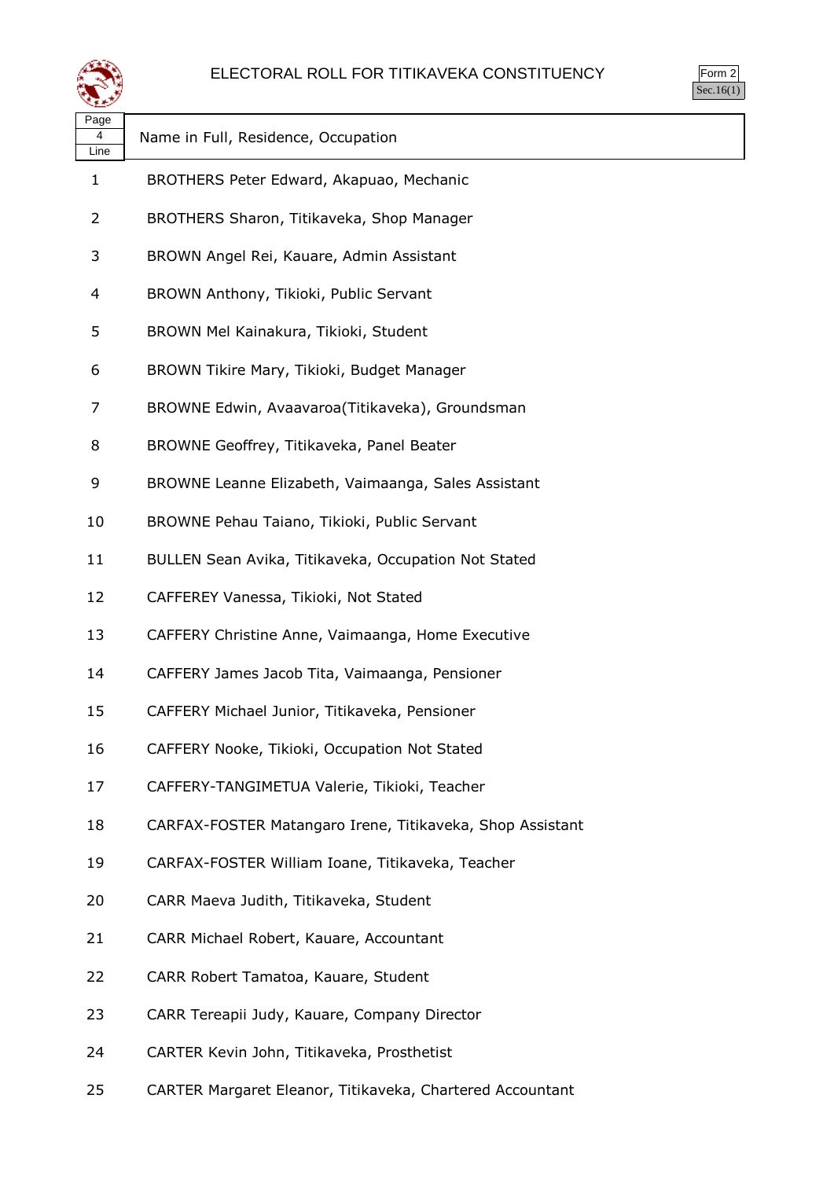# ELECTORAL ROLL FOR TITIKAVEKA CONSTITUENCY

Form 2
Sec.16(1)

| Page 4 Line | Name in Full, Residence, Occupation |
|---|---|
| 1 | BROTHERS Peter Edward, Akapuao, Mechanic |
| 2 | BROTHERS Sharon, Titikaveka, Shop Manager |
| 3 | BROWN Angel Rei, Kauare, Admin Assistant |
| 4 | BROWN Anthony, Tikioki, Public Servant |
| 5 | BROWN Mel Kainakura, Tikioki, Student |
| 6 | BROWN Tikire Mary, Tikioki, Budget Manager |
| 7 | BROWNE Edwin, Avaavaroa(Titikaveka), Groundsman |
| 8 | BROWNE Geoffrey, Titikaveka, Panel Beater |
| 9 | BROWNE Leanne Elizabeth, Vaimaanga, Sales Assistant |
| 10 | BROWNE Pehau Taiano, Tikioki, Public Servant |
| 11 | BULLEN Sean Avika, Titikaveka, Occupation Not Stated |
| 12 | CAFFEREY Vanessa, Tikioki, Not Stated |
| 13 | CAFFERY Christine Anne, Vaimaanga, Home Executive |
| 14 | CAFFERY James Jacob Tita, Vaimaanga, Pensioner |
| 15 | CAFFERY Michael Junior, Titikaveka, Pensioner |
| 16 | CAFFERY Nooke, Tikioki, Occupation Not Stated |
| 17 | CAFFERY-TANGIMETUA Valerie, Tikioki, Teacher |
| 18 | CARFAX-FOSTER Matangaro Irene, Titikaveka, Shop Assistant |
| 19 | CARFAX-FOSTER William Ioane, Titikaveka, Teacher |
| 20 | CARR Maeva Judith, Titikaveka, Student |
| 21 | CARR Michael Robert, Kauare, Accountant |
| 22 | CARR Robert Tamatoa, Kauare, Student |
| 23 | CARR Tereapii Judy, Kauare, Company Director |
| 24 | CARTER Kevin John, Titikaveka, Prosthetist |
| 25 | CARTER Margaret Eleanor, Titikaveka, Chartered Accountant |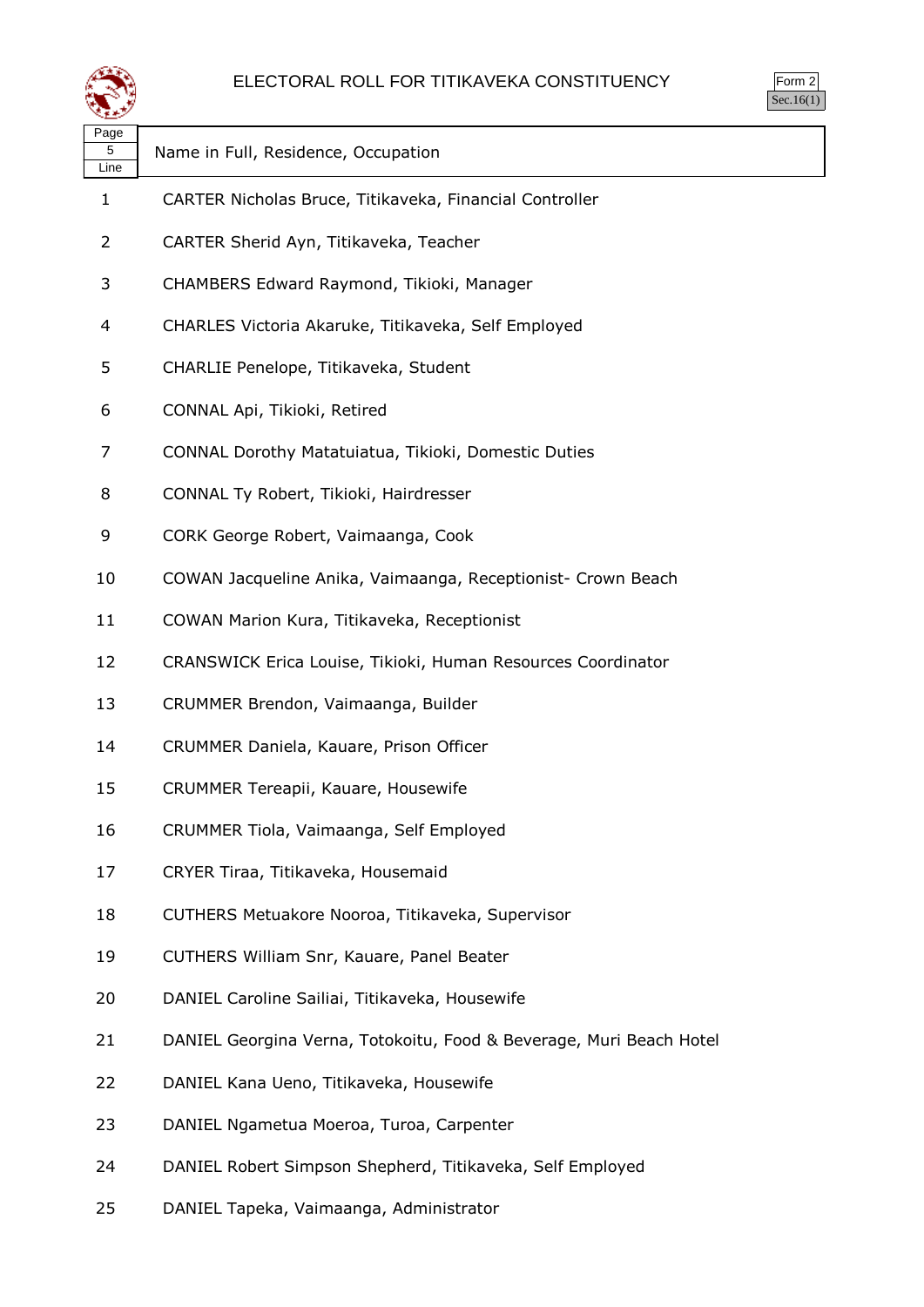# ELECTORAL ROLL FOR TITIKAVEKA CONSTITUENCY

Form 2
Sec.16(1)

| Page 5 Line | Name in Full, Residence, Occupation |
|---|---|
| 1 | CARTER Nicholas Bruce, Titikaveka, Financial Controller |
| 2 | CARTER Sherid Ayn, Titikaveka, Teacher |
| 3 | CHAMBERS Edward Raymond, Tikioki, Manager |
| 4 | CHARLES Victoria Akaruke, Titikaveka, Self Employed |
| 5 | CHARLIE Penelope, Titikaveka, Student |
| 6 | CONNAL Api, Tikioki, Retired |
| 7 | CONNAL Dorothy Matatuiatua, Tikioki, Domestic Duties |
| 8 | CONNAL Ty Robert, Tikioki, Hairdresser |
| 9 | CORK George Robert, Vaimaanga, Cook |
| 10 | COWAN Jacqueline Anika, Vaimaanga, Receptionist- Crown Beach |
| 11 | COWAN Marion Kura, Titikaveka, Receptionist |
| 12 | CRANSWICK Erica Louise, Tikioki, Human Resources Coordinator |
| 13 | CRUMMER Brendon, Vaimaanga, Builder |
| 14 | CRUMMER Daniela, Kauare, Prison Officer |
| 15 | CRUMMER Tereapii, Kauare, Housewife |
| 16 | CRUMMER Tiola, Vaimaanga, Self Employed |
| 17 | CRYER Tiraa, Titikaveka, Housemaid |
| 18 | CUTHERS Metuakore Nooroa, Titikaveka, Supervisor |
| 19 | CUTHERS William Snr, Kauare, Panel Beater |
| 20 | DANIEL Caroline Sailiai, Titikaveka, Housewife |
| 21 | DANIEL Georgina Verna, Totokoitu, Food & Beverage, Muri Beach Hotel |
| 22 | DANIEL Kana Ueno, Titikaveka, Housewife |
| 23 | DANIEL Ngametua Moeroa, Turoa, Carpenter |
| 24 | DANIEL Robert Simpson Shepherd, Titikaveka, Self Employed |
| 25 | DANIEL Tapeka, Vaimaanga, Administrator |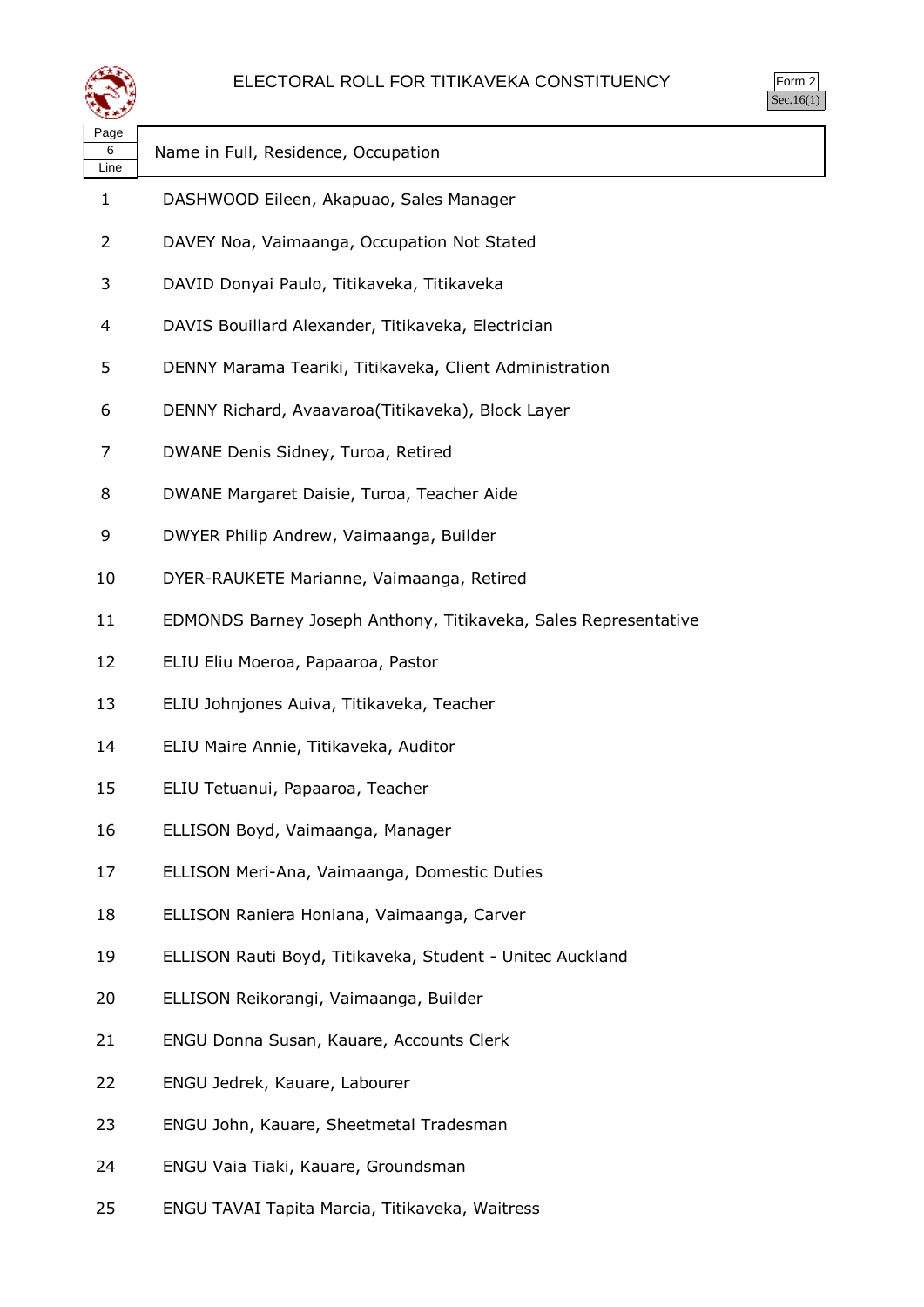# ELECTORAL ROLL FOR TITIKAVEKA CONSTITUENCY

Form 2
Sec.16(1)

| Page 6 Line | Name in Full, Residence, Occupation |
|---|---|
| 1 | DASHWOOD Eileen, Akapuao, Sales Manager |
| 2 | DAVEY Noa, Vaimaanga, Occupation Not Stated |
| 3 | DAVID Donyai Paulo, Titikaveka, Titikaveka |
| 4 | DAVIS Bouillard Alexander, Titikaveka, Electrician |
| 5 | DENNY Marama Teariki, Titikaveka, Client Administration |
| 6 | DENNY Richard, Avaavaroa(Titikaveka), Block Layer |
| 7 | DWANE Denis Sidney, Turoa, Retired |
| 8 | DWANE Margaret Daisie, Turoa, Teacher Aide |
| 9 | DWYER Philip Andrew, Vaimaanga, Builder |
| 10 | DYER-RAUKETE Marianne, Vaimaanga, Retired |
| 11 | EDMONDS Barney Joseph Anthony, Titikaveka, Sales Representative |
| 12 | ELIU Eliu Moeroa, Papaaroa, Pastor |
| 13 | ELIU Johnjones Auiva, Titikaveka, Teacher |
| 14 | ELIU Maire Annie, Titikaveka, Auditor |
| 15 | ELIU Tetuanui, Papaaroa, Teacher |
| 16 | ELLISON Boyd, Vaimaanga, Manager |
| 17 | ELLISON Meri-Ana, Vaimaanga, Domestic Duties |
| 18 | ELLISON Raniera Honiana, Vaimaanga, Carver |
| 19 | ELLISON Rauti Boyd, Titikaveka, Student - Unitec Auckland |
| 20 | ELLISON Reikorangi, Vaimaanga, Builder |
| 21 | ENGU Donna Susan, Kauare, Accounts Clerk |
| 22 | ENGU Jedrek, Kauare, Labourer |
| 23 | ENGU John, Kauare, Sheetmetal Tradesman |
| 24 | ENGU Vaia Tiaki, Kauare, Groundsman |
| 25 | ENGU TAVAI Tapita Marcia, Titikaveka, Waitress |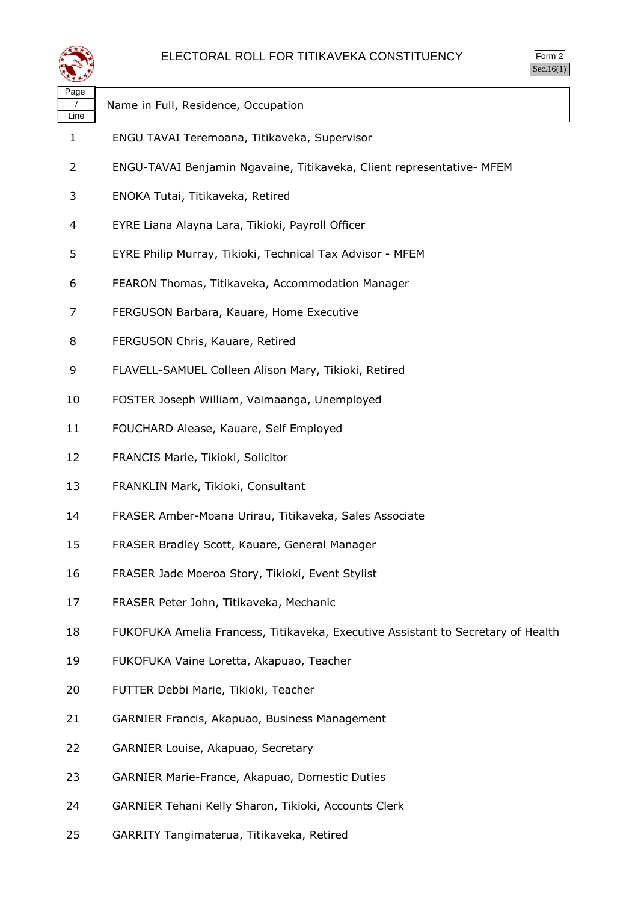# ELECTORAL ROLL FOR TITIKAVEKA CONSTITUENCY

Form 2
Sec.16(1)

| Page 7 Line | Name in Full, Residence, Occupation |
|---|---|
| 1 | ENGU TAVAI Teremoana, Titikaveka, Supervisor |
| 2 | ENGU-TAVAI Benjamin Ngavaine, Titikaveka, Client representative- MFEM |
| 3 | ENOKA Tutai, Titikaveka, Retired |
| 4 | EYRE Liana Alayna Lara, Tikioki, Payroll Officer |
| 5 | EYRE Philip Murray, Tikioki, Technical Tax Advisor - MFEM |
| 6 | FEARON Thomas, Titikaveka, Accommodation Manager |
| 7 | FERGUSON Barbara, Kauare, Home Executive |
| 8 | FERGUSON Chris, Kauare, Retired |
| 9 | FLAVELL-SAMUEL Colleen Alison Mary, Tikioki, Retired |
| 10 | FOSTER Joseph William, Vaimaanga, Unemployed |
| 11 | FOUCHARD Alease, Kauare, Self Employed |
| 12 | FRANCIS Marie, Tikioki, Solicitor |
| 13 | FRANKLIN Mark, Tikioki, Consultant |
| 14 | FRASER Amber-Moana Urirau, Titikaveka, Sales Associate |
| 15 | FRASER Bradley Scott, Kauare, General Manager |
| 16 | FRASER Jade Moeroa Story, Tikioki, Event Stylist |
| 17 | FRASER Peter John, Titikaveka, Mechanic |
| 18 | FUKOFUKA Amelia Francess, Titikaveka, Executive Assistant to Secretary of Health |
| 19 | FUKOFUKA Vaine Loretta, Akapuao, Teacher |
| 20 | FUTTER Debbi Marie, Tikioki, Teacher |
| 21 | GARNIER Francis, Akapuao, Business Management |
| 22 | GARNIER Louise, Akapuao, Secretary |
| 23 | GARNIER Marie-France, Akapuao, Domestic Duties |
| 24 | GARNIER Tehani Kelly Sharon, Tikioki, Accounts Clerk |
| 25 | GARRITY Tangimaterua, Titikaveka, Retired |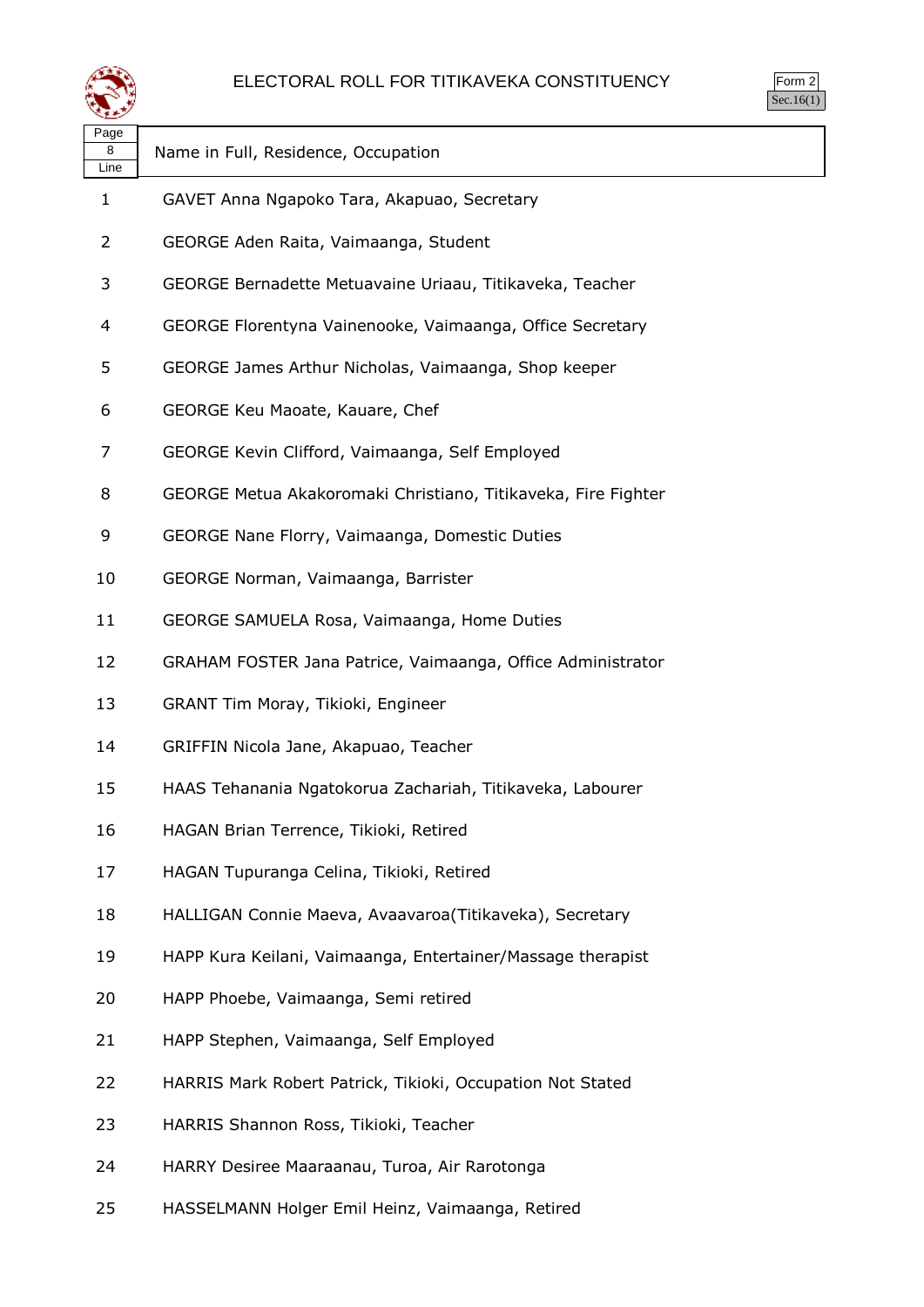# ELECTORAL ROLL FOR TITIKAVEKA CONSTITUENCY

Form 2
Sec.16(1)

| Page 8 Line | Name in Full, Residence, Occupation |
|---|---|
| 1 | GAVET Anna Ngapoko Tara, Akapuao, Secretary |
| 2 | GEORGE Aden Raita, Vaimaanga, Student |
| 3 | GEORGE Bernadette Metuavaine Uriaau, Titikaveka, Teacher |
| 4 | GEORGE Florentyna Vainenooke, Vaimaanga, Office Secretary |
| 5 | GEORGE James Arthur Nicholas, Vaimaanga, Shop keeper |
| 6 | GEORGE Keu Maoate, Kauare, Chef |
| 7 | GEORGE Kevin Clifford, Vaimaanga, Self Employed |
| 8 | GEORGE Metua Akakoromaki Christiano, Titikaveka, Fire Fighter |
| 9 | GEORGE Nane Florry, Vaimaanga, Domestic Duties |
| 10 | GEORGE Norman, Vaimaanga, Barrister |
| 11 | GEORGE SAMUELA Rosa, Vaimaanga, Home Duties |
| 12 | GRAHAM FOSTER Jana Patrice, Vaimaanga, Office Administrator |
| 13 | GRANT Tim Moray, Tikioki, Engineer |
| 14 | GRIFFIN Nicola Jane, Akapuao, Teacher |
| 15 | HAAS Tehanania Ngatokorua Zachariah, Titikaveka, Labourer |
| 16 | HAGAN Brian Terrence, Tikioki, Retired |
| 17 | HAGAN Tupuranga Celina, Tikioki, Retired |
| 18 | HALLIGAN Connie Maeva, Avaavaroa(Titikaveka), Secretary |
| 19 | HAPP Kura Keilani, Vaimaanga, Entertainer/Massage therapist |
| 20 | HAPP Phoebe, Vaimaanga, Semi retired |
| 21 | HAPP Stephen, Vaimaanga, Self Employed |
| 22 | HARRIS Mark Robert Patrick, Tikioki, Occupation Not Stated |
| 23 | HARRIS Shannon Ross, Tikioki, Teacher |
| 24 | HARRY Desiree Maaraanau, Turoa, Air Rarotonga |
| 25 | HASSELMANN Holger Emil Heinz, Vaimaanga, Retired |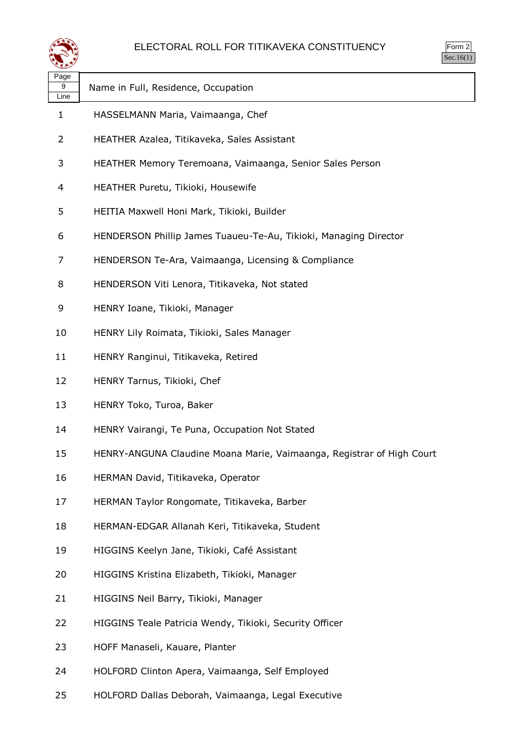# ELECTORAL ROLL FOR TITIKAVEKA CONSTITUENCY

Form 2
Sec.16(1)

| Page 9 Line | Name in Full, Residence, Occupation |
|---|---|
| 1 | HASSELMANN Maria, Vaimaanga, Chef |
| 2 | HEATHER Azalea, Titikaveka, Sales Assistant |
| 3 | HEATHER Memory Teremoana, Vaimaanga, Senior Sales Person |
| 4 | HEATHER Puretu, Tikioki, Housewife |
| 5 | HEITIA Maxwell Honi Mark, Tikioki, Builder |
| 6 | HENDERSON Phillip James Tuaueu-Te-Au, Tikioki, Managing Director |
| 7 | HENDERSON Te-Ara, Vaimaanga, Licensing & Compliance |
| 8 | HENDERSON Viti Lenora, Titikaveka, Not stated |
| 9 | HENRY Ioane, Tikioki, Manager |
| 10 | HENRY Lily Roimata, Tikioki, Sales Manager |
| 11 | HENRY Ranginui, Titikaveka, Retired |
| 12 | HENRY Tarnus, Tikioki, Chef |
| 13 | HENRY Toko, Turoa, Baker |
| 14 | HENRY Vairangi, Te Puna, Occupation Not Stated |
| 15 | HENRY-ANGUNA Claudine Moana Marie, Vaimaanga, Registrar of High Court |
| 16 | HERMAN David, Titikaveka, Operator |
| 17 | HERMAN Taylor Rongomate, Titikaveka, Barber |
| 18 | HERMAN-EDGAR Allanah Keri, Titikaveka, Student |
| 19 | HIGGINS Keelyn Jane, Tikioki, Café Assistant |
| 20 | HIGGINS Kristina Elizabeth, Tikioki, Manager |
| 21 | HIGGINS Neil Barry, Tikioki, Manager |
| 22 | HIGGINS Teale Patricia Wendy, Tikioki, Security Officer |
| 23 | HOFF Manaseli, Kauare, Planter |
| 24 | HOLFORD Clinton Apera, Vaimaanga, Self Employed |
| 25 | HOLFORD Dallas Deborah, Vaimaanga, Legal Executive |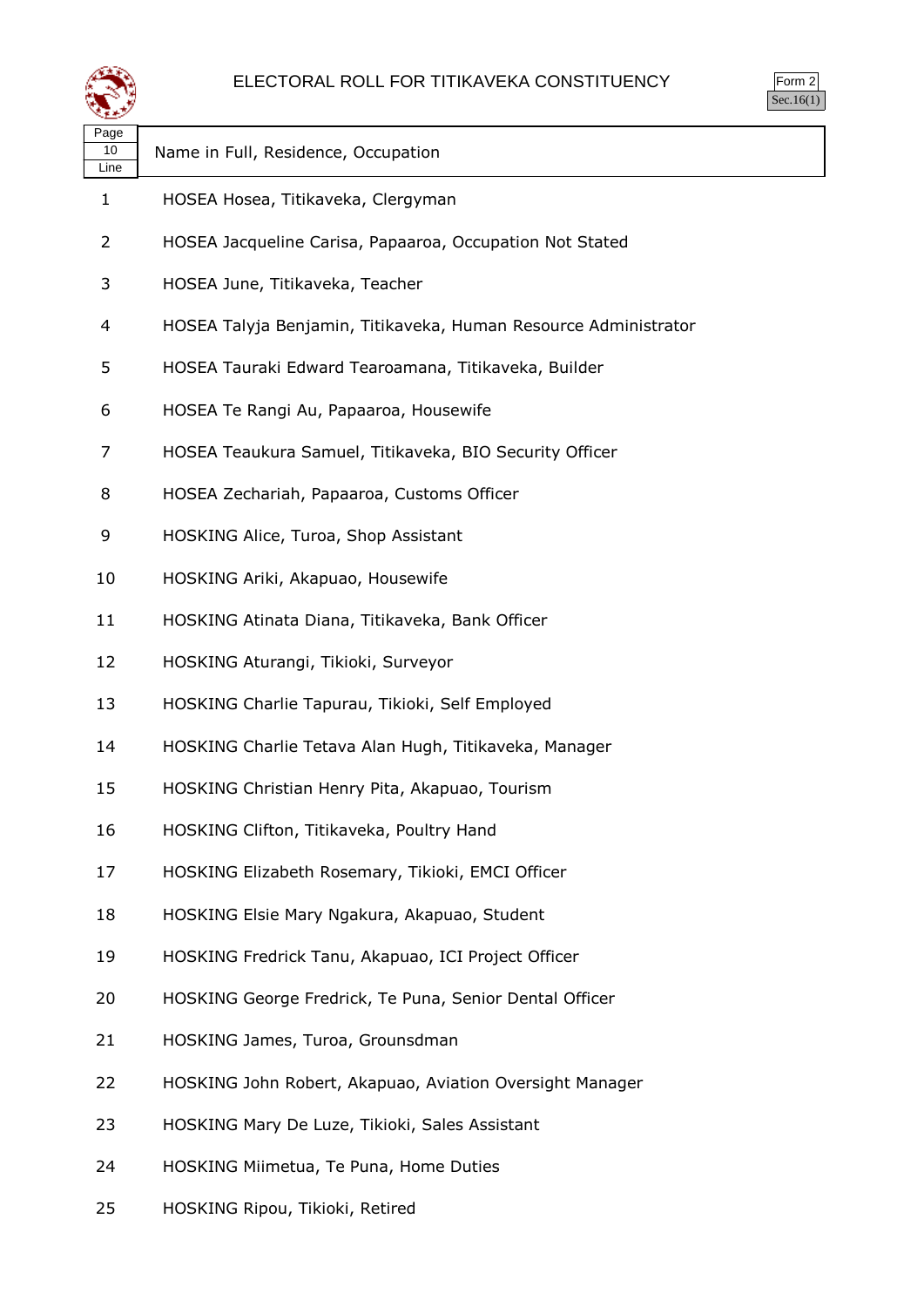# ELECTORAL ROLL FOR TITIKAVEKA CONSTITUENCY

Form 2
Sec.16(1)

| Page 10 Line | Name in Full, Residence, Occupation |
|---|---|
| 1 | HOSEA Hosea, Titikaveka, Clergyman |
| 2 | HOSEA Jacqueline Carisa, Papaaroa, Occupation Not Stated |
| 3 | HOSEA June, Titikaveka, Teacher |
| 4 | HOSEA Talyja Benjamin, Titikaveka, Human Resource Administrator |
| 5 | HOSEA Tauraki Edward Tearoamana, Titikaveka, Builder |
| 6 | HOSEA Te Rangi Au, Papaaroa, Housewife |
| 7 | HOSEA Teaukura Samuel, Titikaveka, BIO Security Officer |
| 8 | HOSEA Zechariah, Papaaroa, Customs Officer |
| 9 | HOSKING Alice, Turoa, Shop Assistant |
| 10 | HOSKING Ariki, Akapuao, Housewife |
| 11 | HOSKING Atinata Diana, Titikaveka, Bank Officer |
| 12 | HOSKING Aturangi, Tikioki, Surveyor |
| 13 | HOSKING Charlie Tapurau, Tikioki, Self Employed |
| 14 | HOSKING Charlie Tetava Alan Hugh, Titikaveka, Manager |
| 15 | HOSKING Christian Henry Pita, Akapuao, Tourism |
| 16 | HOSKING Clifton, Titikaveka, Poultry Hand |
| 17 | HOSKING Elizabeth Rosemary, Tikioki, EMCI Officer |
| 18 | HOSKING Elsie Mary Ngakura, Akapuao, Student |
| 19 | HOSKING Fredrick Tanu, Akapuao, ICI Project Officer |
| 20 | HOSKING George Fredrick, Te Puna, Senior Dental Officer |
| 21 | HOSKING James, Turoa, Groundsman |
| 22 | HOSKING John Robert, Akapuao, Aviation Oversight Manager |
| 23 | HOSKING Mary De Luze, Tikioki, Sales Assistant |
| 24 | HOSKING Miimetua, Te Puna, Home Duties |
| 25 | HOSKING Ripou, Tikioki, Retired |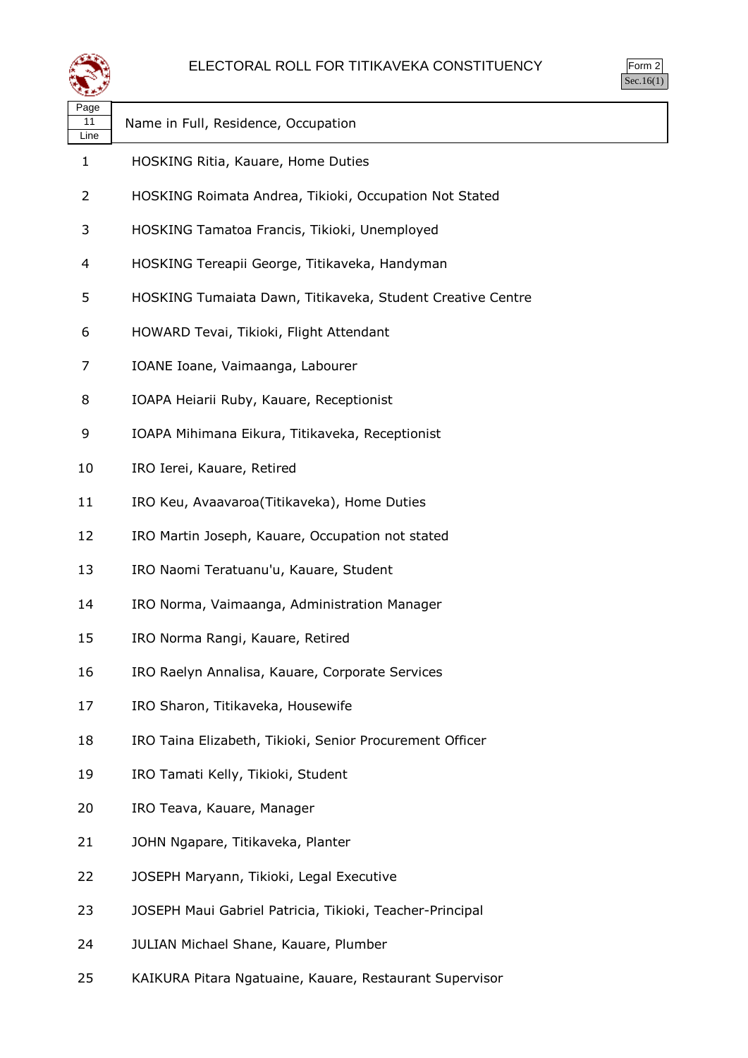# ELECTORAL ROLL FOR TITIKAVEKA CONSTITUENCY

Form 2
Sec.16(1)

| Page 11 Line | Name in Full, Residence, Occupation |
|---|---|
| 1 | HOSKING Ritia, Kauare, Home Duties |
| 2 | HOSKING Roimata Andrea, Tikioki, Occupation Not Stated |
| 3 | HOSKING Tamatoa Francis, Tikioki, Unemployed |
| 4 | HOSKING Tereapii George, Titikaveka, Handyman |
| 5 | HOSKING Tumaiata Dawn, Titikaveka, Student Creative Centre |
| 6 | HOWARD Tevai, Tikioki, Flight Attendant |
| 7 | IOANE Ioane, Vaimaanga, Labourer |
| 8 | IOAPA Heiarii Ruby, Kauare, Receptionist |
| 9 | IOAPA Mihimana Eikura, Titikaveka, Receptionist |
| 10 | IRO Ierei, Kauare, Retired |
| 11 | IRO Keu, Avaavaroa(Titikaveka), Home Duties |
| 12 | IRO Martin Joseph, Kauare, Occupation not stated |
| 13 | IRO Naomi Teratuanu'u, Kauare, Student |
| 14 | IRO Norma, Vaimaanga, Administration Manager |
| 15 | IRO Norma Rangi, Kauare, Retired |
| 16 | IRO Raelyn Annalisa, Kauare, Corporate Services |
| 17 | IRO Sharon, Titikaveka, Housewife |
| 18 | IRO Taina Elizabeth, Tikioki, Senior Procurement Officer |
| 19 | IRO Tamati Kelly, Tikioki, Student |
| 20 | IRO Teava, Kauare, Manager |
| 21 | JOHN Ngapare, Titikaveka, Planter |
| 22 | JOSEPH Maryann, Tikioki, Legal Executive |
| 23 | JOSEPH Maui Gabriel Patricia, Tikioki, Teacher-Principal |
| 24 | JULIAN Michael Shane, Kauare, Plumber |
| 25 | KAIKURA Pitara Ngatuaine, Kauare, Restaurant Supervisor |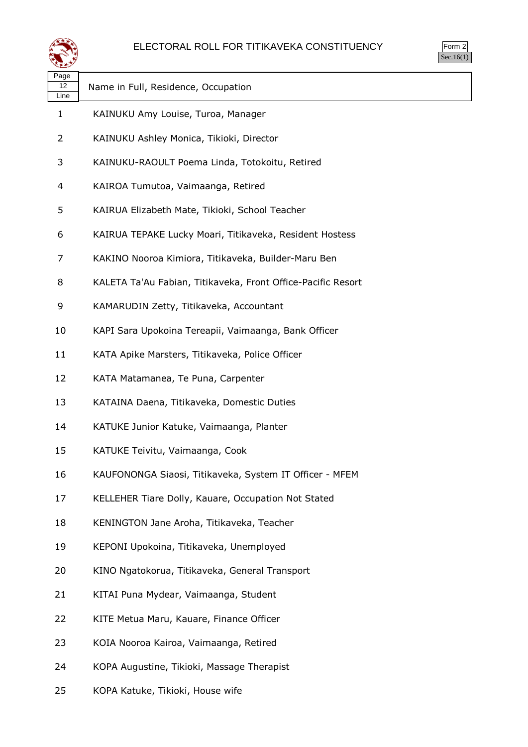# ELECTORAL ROLL FOR TITIKAVEKA CONSTITUENCY

Form 2
Sec.16(1)

| Page 12 Line | Name in Full, Residence, Occupation |
|---|---|
| 1 | KAINUKU Amy Louise, Turoa, Manager |
| 2 | KAINUKU Ashley Monica, Tikioki, Director |
| 3 | KAINUKU-RAOULT Poema Linda, Totokoitu, Retired |
| 4 | KAIROA Tumutoa, Vaimaanga, Retired |
| 5 | KAIRUA Elizabeth Mate, Tikioki, School Teacher |
| 6 | KAIRUA TEPAKE Lucky Moari, Titikaveka, Resident Hostess |
| 7 | KAKINO Nooroa Kimiora, Titikaveka, Builder-Maru Ben |
| 8 | KALETA Ta'Au Fabian, Titikaveka, Front Office-Pacific Resort |
| 9 | KAMARUDIN Zetty, Titikaveka, Accountant |
| 10 | KAPI Sara Upokoina Tereapii, Vaimaanga, Bank Officer |
| 11 | KATA Apike Marsters, Titikaveka, Police Officer |
| 12 | KATA Matamanea, Te Puna, Carpenter |
| 13 | KATAINA Daena, Titikaveka, Domestic Duties |
| 14 | KATUKE Junior Katuke, Vaimaanga, Planter |
| 15 | KATUKE Teivitu, Vaimaanga, Cook |
| 16 | KAUFONONGA Siaosi, Titikaveka, System IT Officer - MFEM |
| 17 | KELLEHER Tiare Dolly, Kauare, Occupation Not Stated |
| 18 | KENINGTON Jane Aroha, Titikaveka, Teacher |
| 19 | KEPONI Upokoina, Titikaveka, Unemployed |
| 20 | KINO Ngatokorua, Titikaveka, General Transport |
| 21 | KITAI Puna Mydear, Vaimaanga, Student |
| 22 | KITE Metua Maru, Kauare, Finance Officer |
| 23 | KOIA Nooroa Kairoa, Vaimaanga, Retired |
| 24 | KOPA Augustine, Tikioki, Massage Therapist |
| 25 | KOPA Katuke, Tikioki, House wife |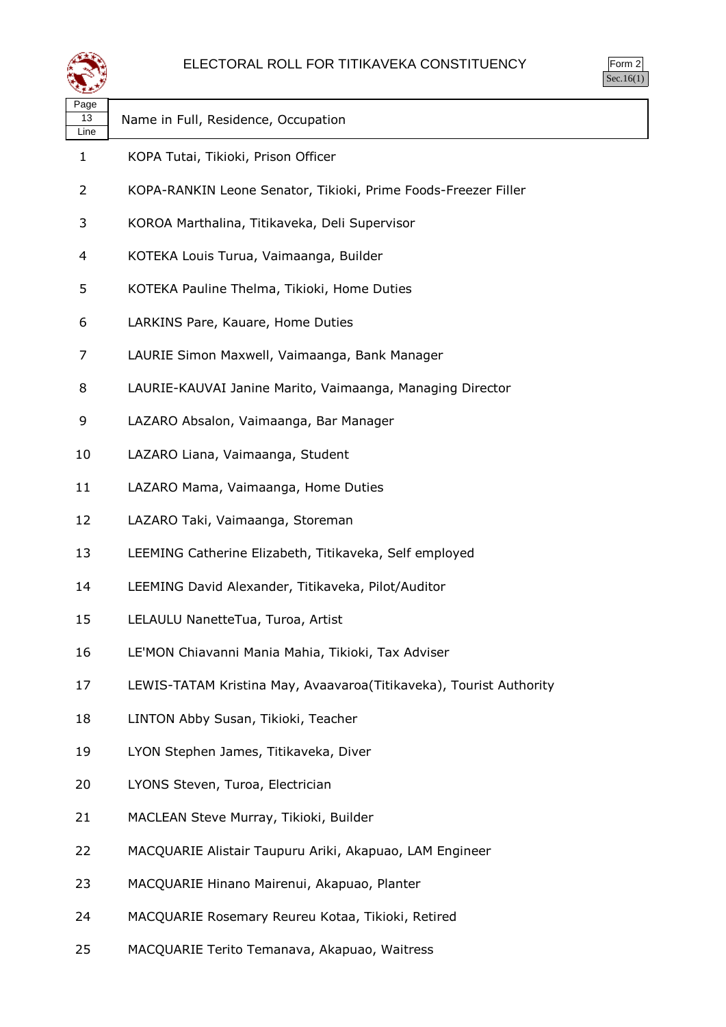# ELECTORAL ROLL FOR TITIKAVEKA CONSTITUENCY

Form 2
Sec.16(1)

| Page 13 Line | Name in Full, Residence, Occupation |
|---|---|
| 1 | KOPA Tutai, Tikioki, Prison Officer |
| 2 | KOPA-RANKIN Leone Senator, Tikioki, Prime Foods-Freezer Filler |
| 3 | KOROA Marthalina, Titikaveka, Deli Supervisor |
| 4 | KOTEKA Louis Turua, Vaimaanga, Builder |
| 5 | KOTEKA Pauline Thelma, Tikioki, Home Duties |
| 6 | LARKINS Pare, Kauare, Home Duties |
| 7 | LAURIE Simon Maxwell, Vaimaanga, Bank Manager |
| 8 | LAURIE-KAUVAI Janine Marito, Vaimaanga, Managing Director |
| 9 | LAZARO Absalon, Vaimaanga, Bar Manager |
| 10 | LAZARO Liana, Vaimaanga, Student |
| 11 | LAZARO Mama, Vaimaanga, Home Duties |
| 12 | LAZARO Taki, Vaimaanga, Storeman |
| 13 | LEEMING Catherine Elizabeth, Titikaveka, Self employed |
| 14 | LEEMING David Alexander, Titikaveka, Pilot/Auditor |
| 15 | LELAULU NanetteTua, Turoa, Artist |
| 16 | LE'MON Chiavanni Mania Mahia, Tikioki, Tax Adviser |
| 17 | LEWIS-TATAM Kristina May, Avaavaroa(Titikaveka), Tourist Authority |
| 18 | LINTON Abby Susan, Tikioki, Teacher |
| 19 | LYON Stephen James, Titikaveka, Diver |
| 20 | LYONS Steven, Turoa, Electrician |
| 21 | MACLEAN Steve Murray, Tikioki, Builder |
| 22 | MACQUARIE Alistair Taupuru Ariki, Akapuao, LAM Engineer |
| 23 | MACQUARIE Hinano Mairenui, Akapuao, Planter |
| 24 | MACQUARIE Rosemary Reureu Kotaa, Tikioki, Retired |
| 25 | MACQUARIE Terito Temanava, Akapuao, Waitress |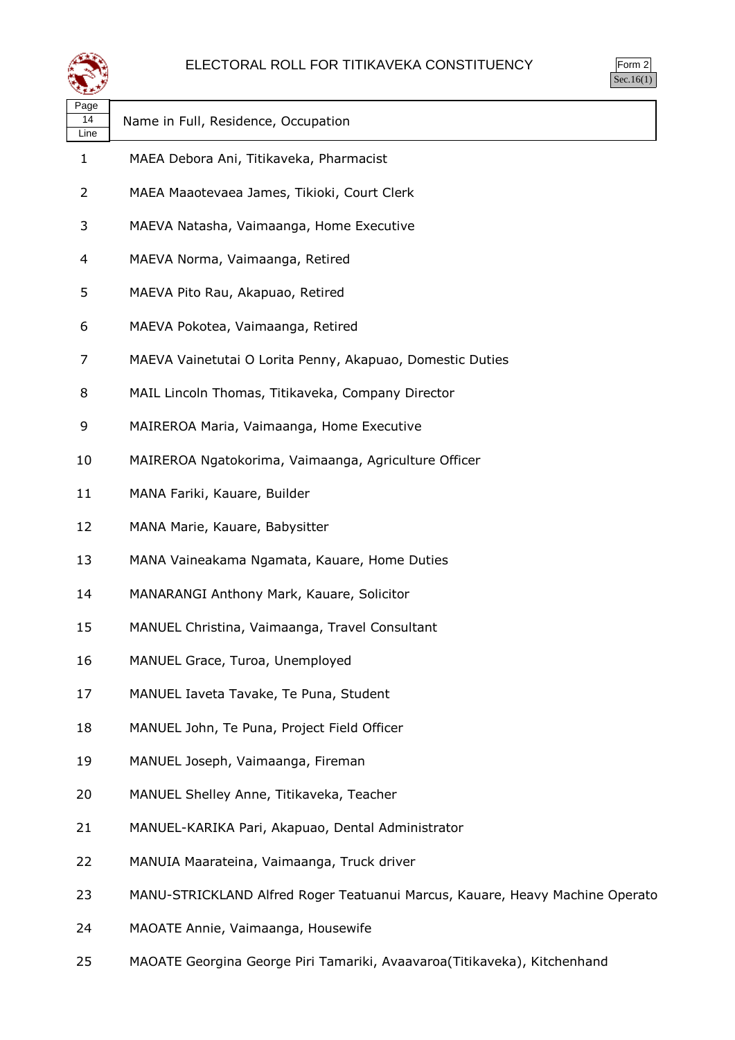# ELECTORAL ROLL FOR TITIKAVEKA CONSTITUENCY

Form 2
Sec.16(1)

Page 14

| Line | Name in Full, Residence, Occupation |
|---|---|
| 1 | MAEA Debora Ani, Titikaveka, Pharmacist |
| 2 | MAEA Maaotevaea James, Tikioki, Court Clerk |
| 3 | MAEVA Natasha, Vaimaanga, Home Executive |
| 4 | MAEVA Norma, Vaimaanga, Retired |
| 5 | MAEVA Pito Rau, Akapuao, Retired |
| 6 | MAEVA Pokotea, Vaimaanga, Retired |
| 7 | MAEVA Vainetutai O Lorita Penny, Akapuao, Domestic Duties |
| 8 | MAIL Lincoln Thomas, Titikaveka, Company Director |
| 9 | MAIREROA Maria, Vaimaanga, Home Executive |
| 10 | MAIREROA Ngatokorima, Vaimaanga, Agriculture Officer |
| 11 | MANA Fariki, Kauare, Builder |
| 12 | MANA Marie, Kauare, Babysitter |
| 13 | MANA Vaineakama Ngamata, Kauare, Home Duties |
| 14 | MANARANGI Anthony Mark, Kauare, Solicitor |
| 15 | MANUEL Christina, Vaimaanga, Travel Consultant |
| 16 | MANUEL Grace, Turoa, Unemployed |
| 17 | MANUEL Iaveta Tavake, Te Puna, Student |
| 18 | MANUEL John, Te Puna, Project Field Officer |
| 19 | MANUEL Joseph, Vaimaanga, Fireman |
| 20 | MANUEL Shelley Anne, Titikaveka, Teacher |
| 21 | MANUEL-KARIKA Pari, Akapuao, Dental Administrator |
| 22 | MANUIA Maarateina, Vaimaanga, Truck driver |
| 23 | MANU-STRICKLAND Alfred Roger Teatuanui Marcus, Kauare, Heavy Machine Operato |
| 24 | MAOATE Annie, Vaimaanga, Housewife |
| 25 | MAOATE Georgina George Piri Tamariki, Avaavaroa(Titikaveka), Kitchenhand |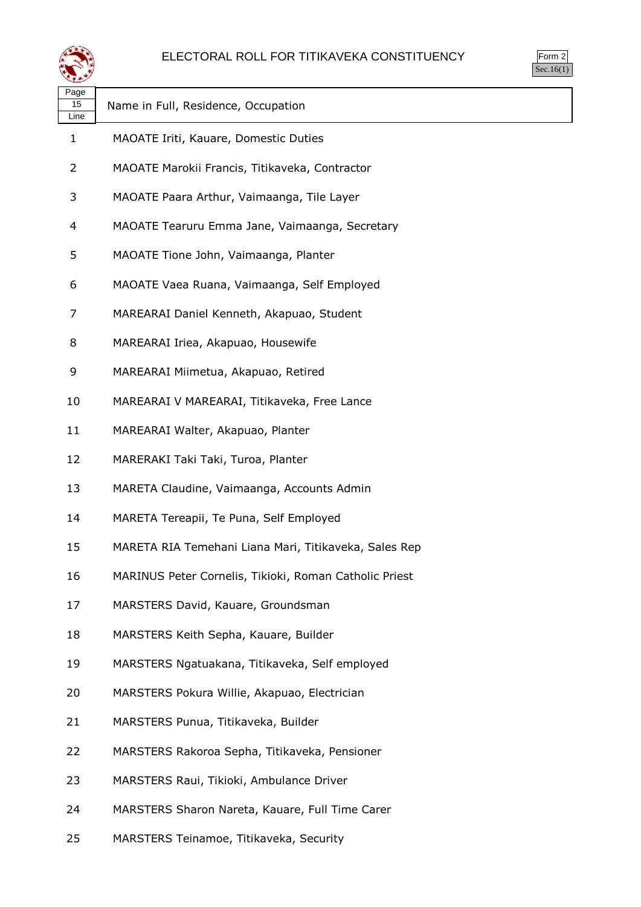# ELECTORAL ROLL FOR TITIKAVEKA CONSTITUENCY

Form 2
Sec.16(1)

| Page 15 Line | Name in Full, Residence, Occupation |
|---|---|
| 1 | MAOATE Iriti, Kauare, Domestic Duties |
| 2 | MAOATE Marokii Francis, Titikaveka, Contractor |
| 3 | MAOATE Paara Arthur, Vaimaanga, Tile Layer |
| 4 | MAOATE Tearuru Emma Jane, Vaimaanga, Secretary |
| 5 | MAOATE Tione John, Vaimaanga, Planter |
| 6 | MAOATE Vaea Ruana, Vaimaanga, Self Employed |
| 7 | MAREARAI Daniel Kenneth, Akapuao, Student |
| 8 | MAREARAI Iriea, Akapuao, Housewife |
| 9 | MAREARAI Miimetua, Akapuao, Retired |
| 10 | MAREARAI V MAREARAI, Titikaveka, Free Lance |
| 11 | MAREARAI Walter, Akapuao, Planter |
| 12 | MARERAKI Taki Taki, Turoa, Planter |
| 13 | MARETA Claudine, Vaimaanga, Accounts Admin |
| 14 | MARETA Tereapii, Te Puna, Self Employed |
| 15 | MARETA RIA Temehani Liana Mari, Titikaveka, Sales Rep |
| 16 | MARINUS Peter Cornelis, Tikioki, Roman Catholic Priest |
| 17 | MARSTERS David, Kauare, Groundsman |
| 18 | MARSTERS Keith Sepha, Kauare, Builder |
| 19 | MARSTERS Ngatuakana, Titikaveka, Self employed |
| 20 | MARSTERS Pokura Willie, Akapuao, Electrician |
| 21 | MARSTERS Punua, Titikaveka, Builder |
| 22 | MARSTERS Rakoroa Sepha, Titikaveka, Pensioner |
| 23 | MARSTERS Raui, Tikioki, Ambulance Driver |
| 24 | MARSTERS Sharon Nareta, Kauare, Full Time Carer |
| 25 | MARSTERS Teinamoe, Titikaveka, Security |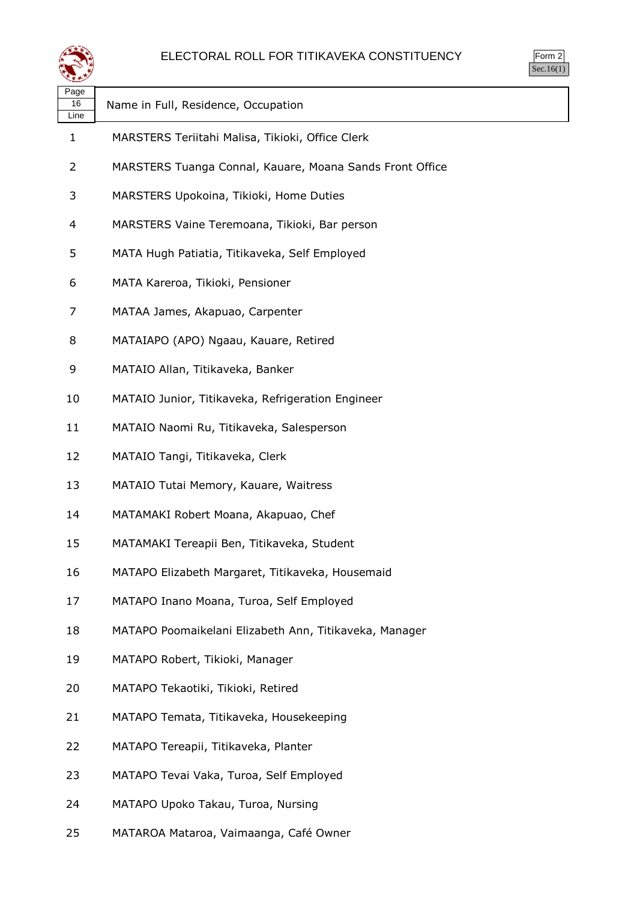# ELECTORAL ROLL FOR TITIKAVEKA CONSTITUENCY

Form 2
Sec.16(1)

| Page 16 Line | Name in Full, Residence, Occupation |
|---|---|
| 1 | MARSTERS Teriitahi Malisa, Tikioki, Office Clerk |
| 2 | MARSTERS Tuanga Connal, Kauare, Moana Sands Front Office |
| 3 | MARSTERS Upokoina, Tikioki, Home Duties |
| 4 | MARSTERS Vaine Teremoana, Tikioki, Bar person |
| 5 | MATA Hugh Patiatia, Titikaveka, Self Employed |
| 6 | MATA Kareroa, Tikioki, Pensioner |
| 7 | MATAA James, Akapuao, Carpenter |
| 8 | MATAIAPO (APO) Ngaau, Kauare, Retired |
| 9 | MATAIO Allan, Titikaveka, Banker |
| 10 | MATAIO Junior, Titikaveka, Refrigeration Engineer |
| 11 | MATAIO Naomi Ru, Titikaveka, Salesperson |
| 12 | MATAIO Tangi, Titikaveka, Clerk |
| 13 | MATAIO Tutai Memory, Kauare, Waitress |
| 14 | MATAMAKI Robert Moana, Akapuao, Chef |
| 15 | MATAMAKI Tereapii Ben, Titikaveka, Student |
| 16 | MATAPO Elizabeth Margaret, Titikaveka, Housemaid |
| 17 | MATAPO Inano Moana, Turoa, Self Employed |
| 18 | MATAPO Poomaikelani Elizabeth Ann, Titikaveka, Manager |
| 19 | MATAPO Robert, Tikioki, Manager |
| 20 | MATAPO Tekaotiki, Tikioki, Retired |
| 21 | MATAPO Temata, Titikaveka, Housekeeping |
| 22 | MATAPO Tereapii, Titikaveka, Planter |
| 23 | MATAPO Tevai Vaka, Turoa, Self Employed |
| 24 | MATAPO Upoko Takau, Turoa, Nursing |
| 25 | MATAROA Mataroa, Vaimaanga, Café Owner |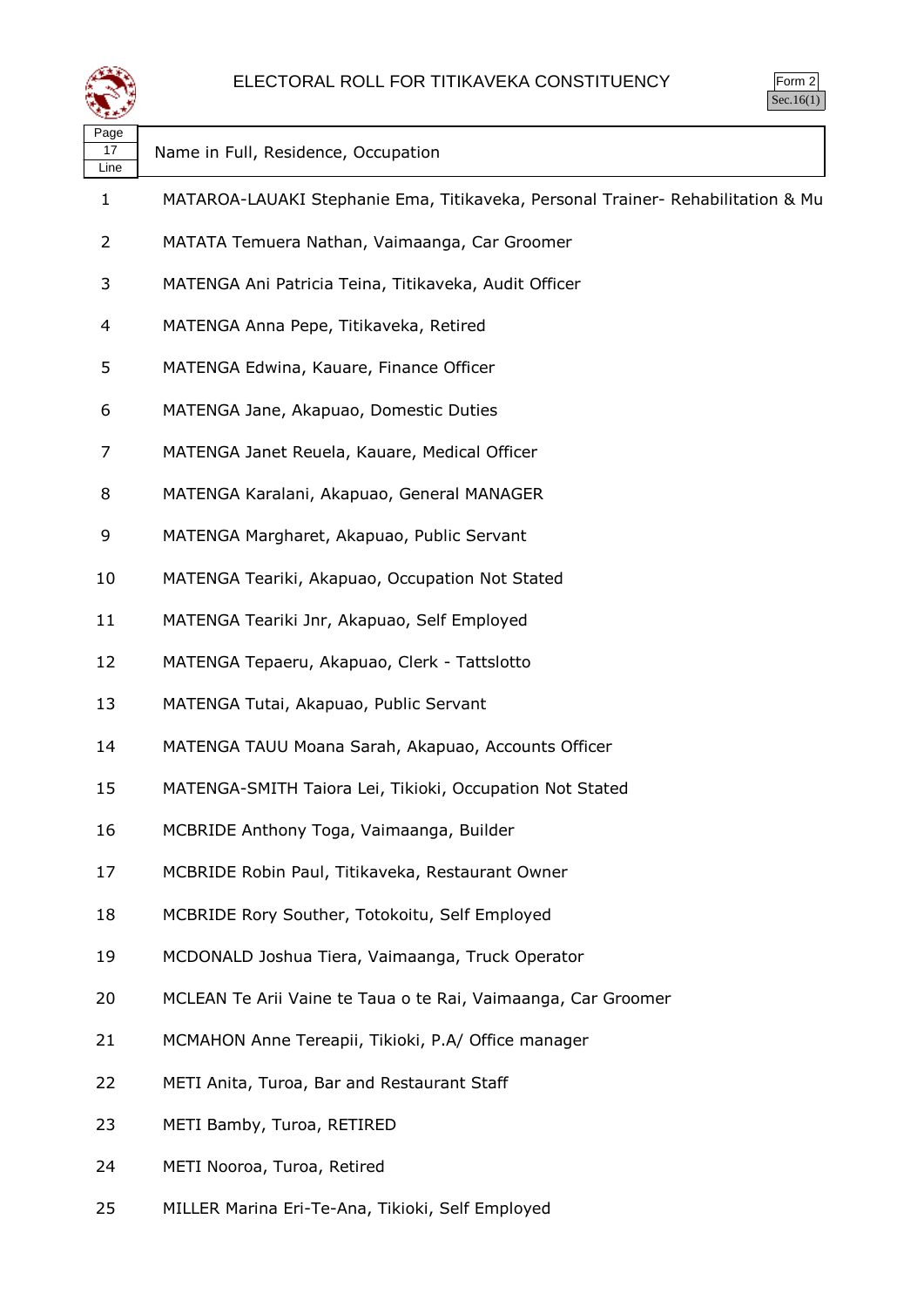# ELECTORAL ROLL FOR TITIKAVEKA CONSTITUENCY

Form 2
Sec.16(1)

| Page 17 Line | Name in Full, Residence, Occupation |
|---|---|
| 1 | MATAROA-LAUAKI Stephanie Ema, Titikaveka, Personal Trainer- Rehabilitation & Mu |
| 2 | MATATA Temuera Nathan, Vaimaanga, Car Groomer |
| 3 | MATENGA Ani Patricia Teina, Titikaveka, Audit Officer |
| 4 | MATENGA Anna Pepe, Titikaveka, Retired |
| 5 | MATENGA Edwina, Kauare, Finance Officer |
| 6 | MATENGA Jane, Akapuao, Domestic Duties |
| 7 | MATENGA Janet Reuela, Kauare, Medical Officer |
| 8 | MATENGA Karalani, Akapuao, General MANAGER |
| 9 | MATENGA Margharet, Akapuao, Public Servant |
| 10 | MATENGA Teariki, Akapuao, Occupation Not Stated |
| 11 | MATENGA Teariki Jnr, Akapuao, Self Employed |
| 12 | MATENGA Tepaeru, Akapuao, Clerk - Tattslotto |
| 13 | MATENGA Tutai, Akapuao, Public Servant |
| 14 | MATENGA TAUU Moana Sarah, Akapuao, Accounts Officer |
| 15 | MATENGA-SMITH Taiora Lei, Tikioki, Occupation Not Stated |
| 16 | MCBRIDE Anthony Toga, Vaimaanga, Builder |
| 17 | MCBRIDE Robin Paul, Titikaveka, Restaurant Owner |
| 18 | MCBRIDE Rory Souther, Totokoitu, Self Employed |
| 19 | MCDONALD Joshua Tiera, Vaimaanga, Truck Operator |
| 20 | MCLEAN Te Arii Vaine te Taua o te Rai, Vaimaanga, Car Groomer |
| 21 | MCMAHON Anne Tereapii, Tikioki, P.A/ Office manager |
| 22 | METI Anita, Turoa, Bar and Restaurant Staff |
| 23 | METI Bamby, Turoa, RETIRED |
| 24 | METI Nooroa, Turoa, Retired |
| 25 | MILLER Marina Eri-Te-Ana, Tikioki, Self Employed |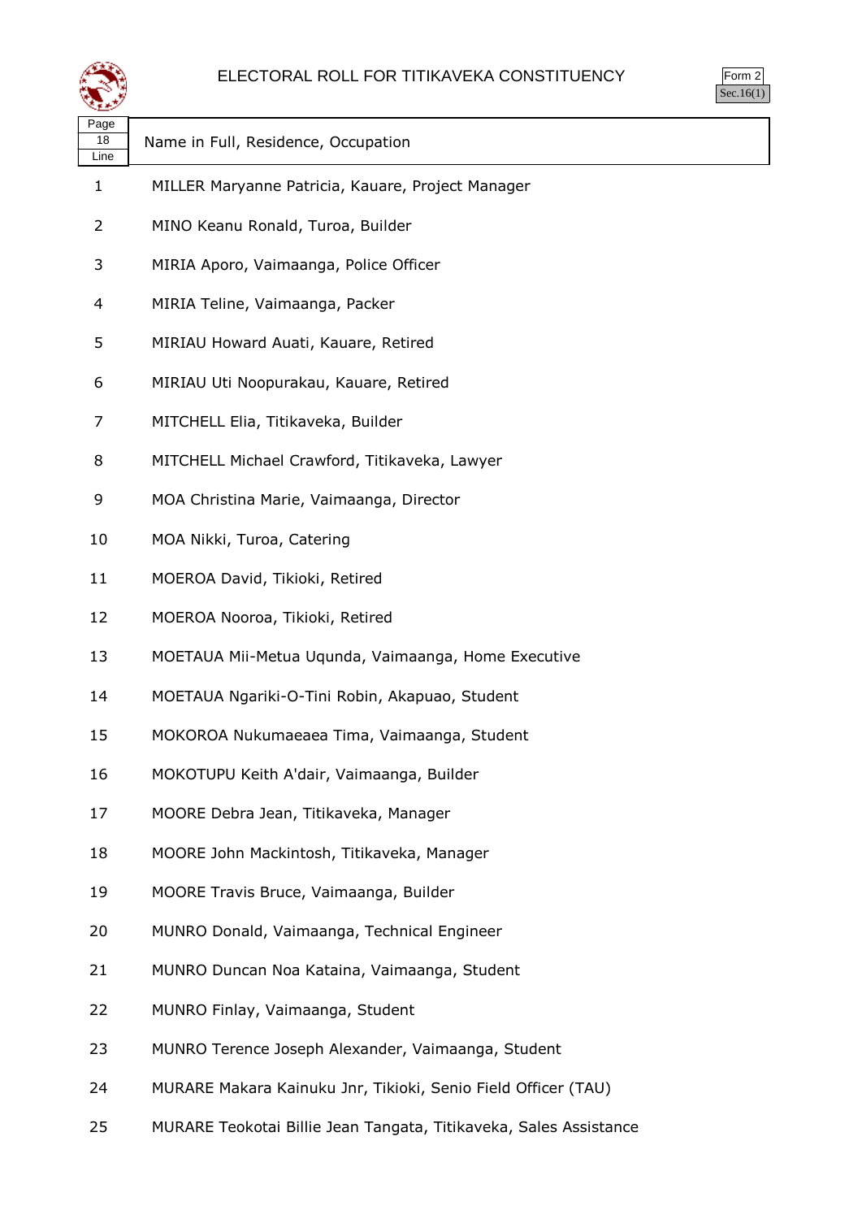# ELECTORAL ROLL FOR TITIKAVEKA CONSTITUENCY

Form 2
Sec.16(1)

| Page 18 Line | Name in Full, Residence, Occupation |
|---|---|
| 1 | MILLER Maryanne Patricia, Kauare, Project Manager |
| 2 | MINO Keanu Ronald, Turoa, Builder |
| 3 | MIRIA Aporo, Vaimaanga, Police Officer |
| 4 | MIRIA Teline, Vaimaanga, Packer |
| 5 | MIRIAU Howard Auati, Kauare, Retired |
| 6 | MIRIAU Uti Noopurakau, Kauare, Retired |
| 7 | MITCHELL Elia, Titikaveka, Builder |
| 8 | MITCHELL Michael Crawford, Titikaveka, Lawyer |
| 9 | MOA Christina Marie, Vaimaanga, Director |
| 10 | MOA Nikki, Turoa, Catering |
| 11 | MOEROA David, Tikioki, Retired |
| 12 | MOEROA Nooroa, Tikioki, Retired |
| 13 | MOETAUA Mii-Metua Uqunda, Vaimaanga, Home Executive |
| 14 | MOETAUA Ngariki-O-Tini Robin, Akapuao, Student |
| 15 | MOKOROA Nukumaeaea Tima, Vaimaanga, Student |
| 16 | MOKOTUPU Keith A'dair, Vaimaanga, Builder |
| 17 | MOORE Debra Jean, Titikaveka, Manager |
| 18 | MOORE John Mackintosh, Titikaveka, Manager |
| 19 | MOORE Travis Bruce, Vaimaanga, Builder |
| 20 | MUNRO Donald, Vaimaanga, Technical Engineer |
| 21 | MUNRO Duncan Noa Kataina, Vaimaanga, Student |
| 22 | MUNRO Finlay, Vaimaanga, Student |
| 23 | MUNRO Terence Joseph Alexander, Vaimaanga, Student |
| 24 | MURARE Makara Kainuku Jnr, Tikioki, Senio Field Officer (TAU) |
| 25 | MURARE Teokotai Billie Jean Tangata, Titikaveka, Sales Assistance |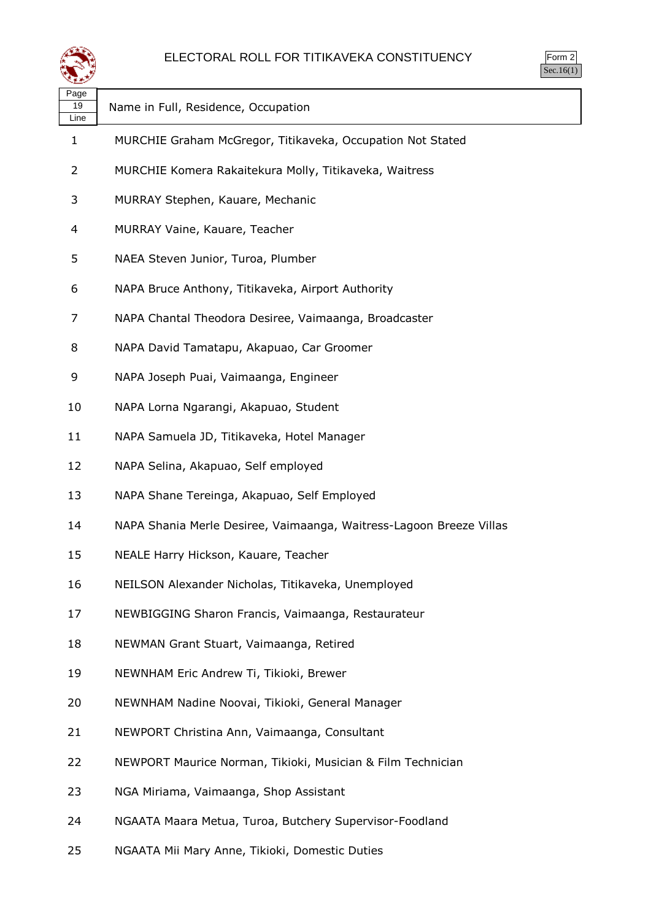# ELECTORAL ROLL FOR TITIKAVEKA CONSTITUENCY

Form 2
Sec.16(1)

| Page 19 Line | Name in Full, Residence, Occupation |
|---|---|
| 1 | MURCHIE Graham McGregor, Titikaveka, Occupation Not Stated |
| 2 | MURCHIE Komera Rakaitekura Molly, Titikaveka, Waitress |
| 3 | MURRAY Stephen, Kauare, Mechanic |
| 4 | MURRAY Vaine, Kauare, Teacher |
| 5 | NAEA Steven Junior, Turoa, Plumber |
| 6 | NAPA Bruce Anthony, Titikaveka, Airport Authority |
| 7 | NAPA Chantal Theodora Desiree, Vaimaanga, Broadcaster |
| 8 | NAPA David Tamatapu, Akapuao, Car Groomer |
| 9 | NAPA Joseph Puai, Vaimaanga, Engineer |
| 10 | NAPA Lorna Ngarangi, Akapuao, Student |
| 11 | NAPA Samuela JD, Titikaveka, Hotel Manager |
| 12 | NAPA Selina, Akapuao, Self employed |
| 13 | NAPA Shane Tereinga, Akapuao, Self Employed |
| 14 | NAPA Shania Merle Desiree, Vaimaanga, Waitress-Lagoon Breeze Villas |
| 15 | NEALE Harry Hickson, Kauare, Teacher |
| 16 | NEILSON Alexander Nicholas, Titikaveka, Unemployed |
| 17 | NEWBIGGING Sharon Francis, Vaimaanga, Restaurateur |
| 18 | NEWMAN Grant Stuart, Vaimaanga, Retired |
| 19 | NEWNHAM Eric Andrew Ti, Tikioki, Brewer |
| 20 | NEWNHAM Nadine Noovai, Tikioki, General Manager |
| 21 | NEWPORT Christina Ann, Vaimaanga, Consultant |
| 22 | NEWPORT Maurice Norman, Tikioki, Musician & Film Technician |
| 23 | NGA Miriama, Vaimaanga, Shop Assistant |
| 24 | NGAATA Maara Metua, Turoa, Butchery Supervisor-Foodland |
| 25 | NGAATA Mii Mary Anne, Tikioki, Domestic Duties |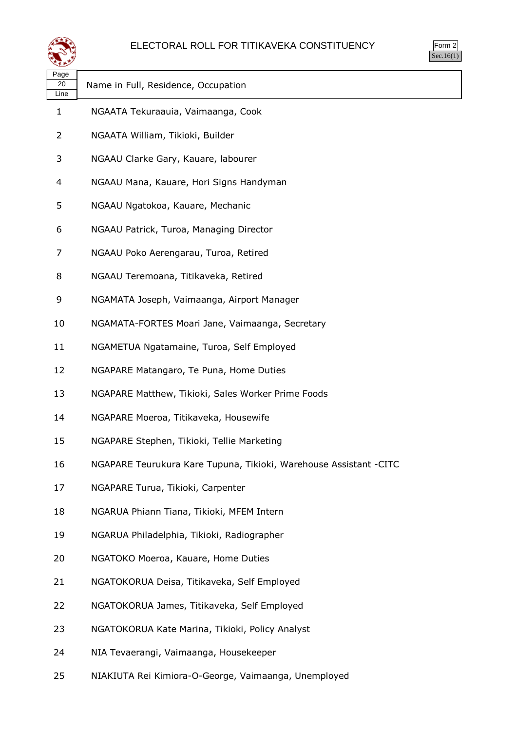# ELECTORAL ROLL FOR TITIKAVEKA CONSTITUENCY

Form 2
Sec.16(1)

| Page 20 Line | Name in Full, Residence, Occupation |
|---|---|
| 1 | NGAATA Tekuraauia, Vaimaanga, Cook |
| 2 | NGAATA William, Tikioki, Builder |
| 3 | NGAAU Clarke Gary, Kauare, labourer |
| 4 | NGAAU Mana, Kauare, Hori Signs Handyman |
| 5 | NGAAU Ngatokoa, Kauare, Mechanic |
| 6 | NGAAU Patrick, Turoa, Managing Director |
| 7 | NGAAU Poko Aerengarau, Turoa, Retired |
| 8 | NGAAU Teremoana, Titikaveka, Retired |
| 9 | NGAMATA Joseph, Vaimaanga, Airport Manager |
| 10 | NGAMATA-FORTES Moari Jane, Vaimaanga, Secretary |
| 11 | NGAMETUA Ngatamaine, Turoa, Self Employed |
| 12 | NGAPARE Matangaro, Te Puna, Home Duties |
| 13 | NGAPARE Matthew, Tikioki, Sales Worker Prime Foods |
| 14 | NGAPARE Moeroa, Titikaveka, Housewife |
| 15 | NGAPARE Stephen, Tikioki, Tellie Marketing |
| 16 | NGAPARE Teurukura Kare Tupuna, Tikioki, Warehouse Assistant -CITC |
| 17 | NGAPARE Turua, Tikioki, Carpenter |
| 18 | NGARUA Phiann Tiana, Tikioki, MFEM Intern |
| 19 | NGARUA Philadelphia, Tikioki, Radiographer |
| 20 | NGATOKO Moeroa, Kauare, Home Duties |
| 21 | NGATOKORUA Deisa, Titikaveka, Self Employed |
| 22 | NGATOKORUA James, Titikaveka, Self Employed |
| 23 | NGATOKORUA Kate Marina, Tikioki, Policy Analyst |
| 24 | NIA Tevaerangi, Vaimaanga, Housekeeper |
| 25 | NIAKIUTA Rei Kimiora-O-George, Vaimaanga, Unemployed |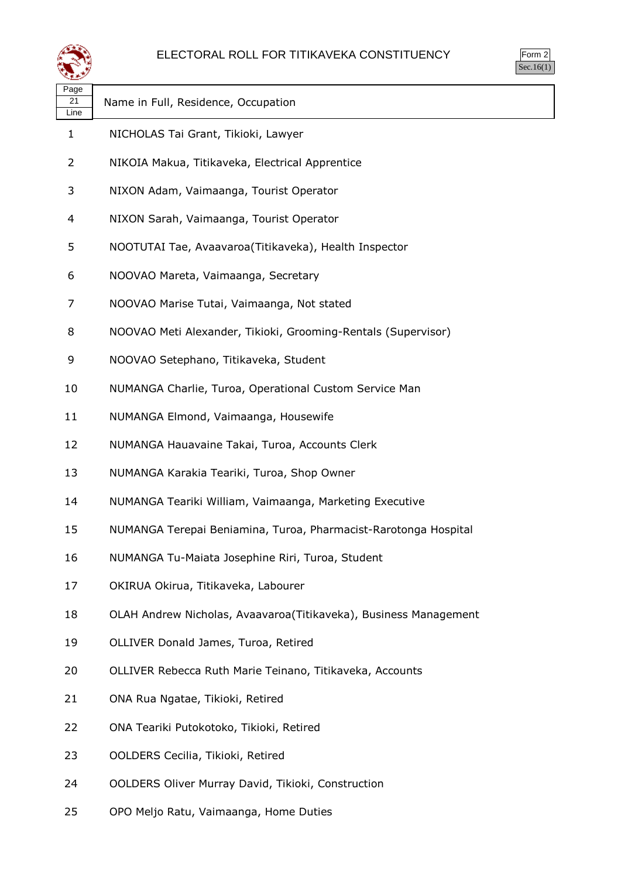# ELECTORAL ROLL FOR TITIKAVEKA CONSTITUENCY

Form 2
Sec.16(1)

| Page 21 Line | Name in Full, Residence, Occupation |
|---|---|
| 1 | NICHOLAS Tai Grant, Tikioki, Lawyer |
| 2 | NIKOIA Makua, Titikaveka, Electrical Apprentice |
| 3 | NIXON Adam, Vaimaanga, Tourist Operator |
| 4 | NIXON Sarah, Vaimaanga, Tourist Operator |
| 5 | NOOTUTAI Tae, Avaavaroa(Titikaveka), Health Inspector |
| 6 | NOOVAO Mareta, Vaimaanga, Secretary |
| 7 | NOOVAO Marise Tutai, Vaimaanga, Not stated |
| 8 | NOOVAO Meti Alexander, Tikioki, Grooming-Rentals (Supervisor) |
| 9 | NOOVAO Setephano, Titikaveka, Student |
| 10 | NUMANGA Charlie, Turoa, Operational Custom Service Man |
| 11 | NUMANGA Elmond, Vaimaanga, Housewife |
| 12 | NUMANGA Hauavaine Takai, Turoa, Accounts Clerk |
| 13 | NUMANGA Karakia Teariki, Turoa, Shop Owner |
| 14 | NUMANGA Teariki William, Vaimaanga, Marketing Executive |
| 15 | NUMANGA Terepai Beniamina, Turoa, Pharmacist-Rarotonga Hospital |
| 16 | NUMANGA Tu-Maiata Josephine Riri, Turoa, Student |
| 17 | OKIRUA Okirua, Titikaveka, Labourer |
| 18 | OLAH Andrew Nicholas, Avaavaroa(Titikaveka), Business Management |
| 19 | OLLIVER Donald James, Turoa, Retired |
| 20 | OLLIVER Rebecca Ruth Marie Teinano, Titikaveka, Accounts |
| 21 | ONA Rua Ngatae, Tikioki, Retired |
| 22 | ONA Teariki Putokotoko, Tikioki, Retired |
| 23 | OOLDERS Cecilia, Tikioki, Retired |
| 24 | OOLDERS Oliver Murray David, Tikioki, Construction |
| 25 | OPO Meljo Ratu, Vaimaanga, Home Duties |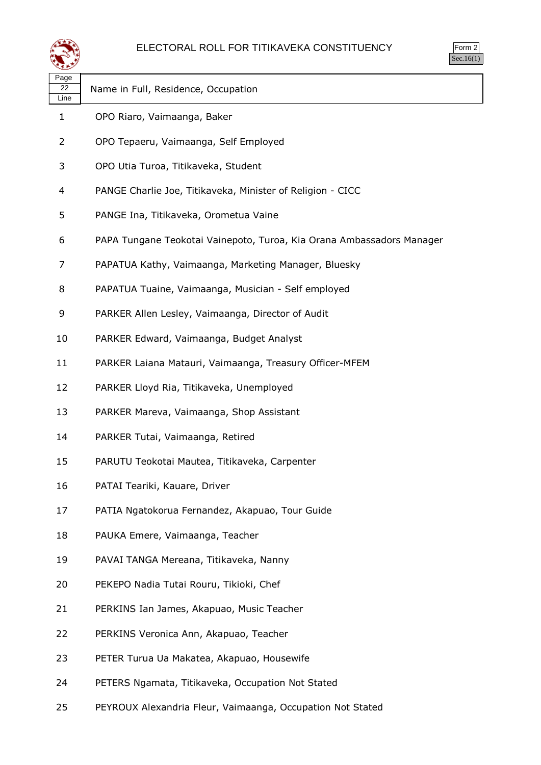# ELECTORAL ROLL FOR TITIKAVEKA CONSTITUENCY

Form 2
Sec.16(1)

| Page 22 Line | Name in Full, Residence, Occupation |
|---|---|
| 1 | OPO Riaro, Vaimaanga, Baker |
| 2 | OPO Tepaeru, Vaimaanga, Self Employed |
| 3 | OPO Utia Turoa, Titikaveka, Student |
| 4 | PANGE Charlie Joe, Titikaveka, Minister of Religion - CICC |
| 5 | PANGE Ina, Titikaveka, Orometua Vaine |
| 6 | PAPA Tungane Teokotai Vainepoto, Turoa, Kia Orana Ambassadors Manager |
| 7 | PAPATUA Kathy, Vaimaanga, Marketing Manager, Bluesky |
| 8 | PAPATUA Tuaine, Vaimaanga, Musician - Self employed |
| 9 | PARKER Allen Lesley, Vaimaanga, Director of Audit |
| 10 | PARKER Edward, Vaimaanga, Budget Analyst |
| 11 | PARKER Laiana Matauri, Vaimaanga, Treasury Officer-MFEM |
| 12 | PARKER Lloyd Ria, Titikaveka, Unemployed |
| 13 | PARKER Mareva, Vaimaanga, Shop Assistant |
| 14 | PARKER Tutai, Vaimaanga, Retired |
| 15 | PARUTU Teokotai Mautea, Titikaveka, Carpenter |
| 16 | PATAI Teariki, Kauare, Driver |
| 17 | PATIA Ngatokorua Fernandez, Akapuao, Tour Guide |
| 18 | PAUKA Emere, Vaimaanga, Teacher |
| 19 | PAVAI TANGA Mereana, Titikaveka, Nanny |
| 20 | PEKEPO Nadia Tutai Rouru, Tikioki, Chef |
| 21 | PERKINS Ian James, Akapuao, Music Teacher |
| 22 | PERKINS Veronica Ann, Akapuao, Teacher |
| 23 | PETER Turua Ua Makatea, Akapuao, Housewife |
| 24 | PETERS Ngamata, Titikaveka, Occupation Not Stated |
| 25 | PEYROUX Alexandria Fleur, Vaimaanga, Occupation Not Stated |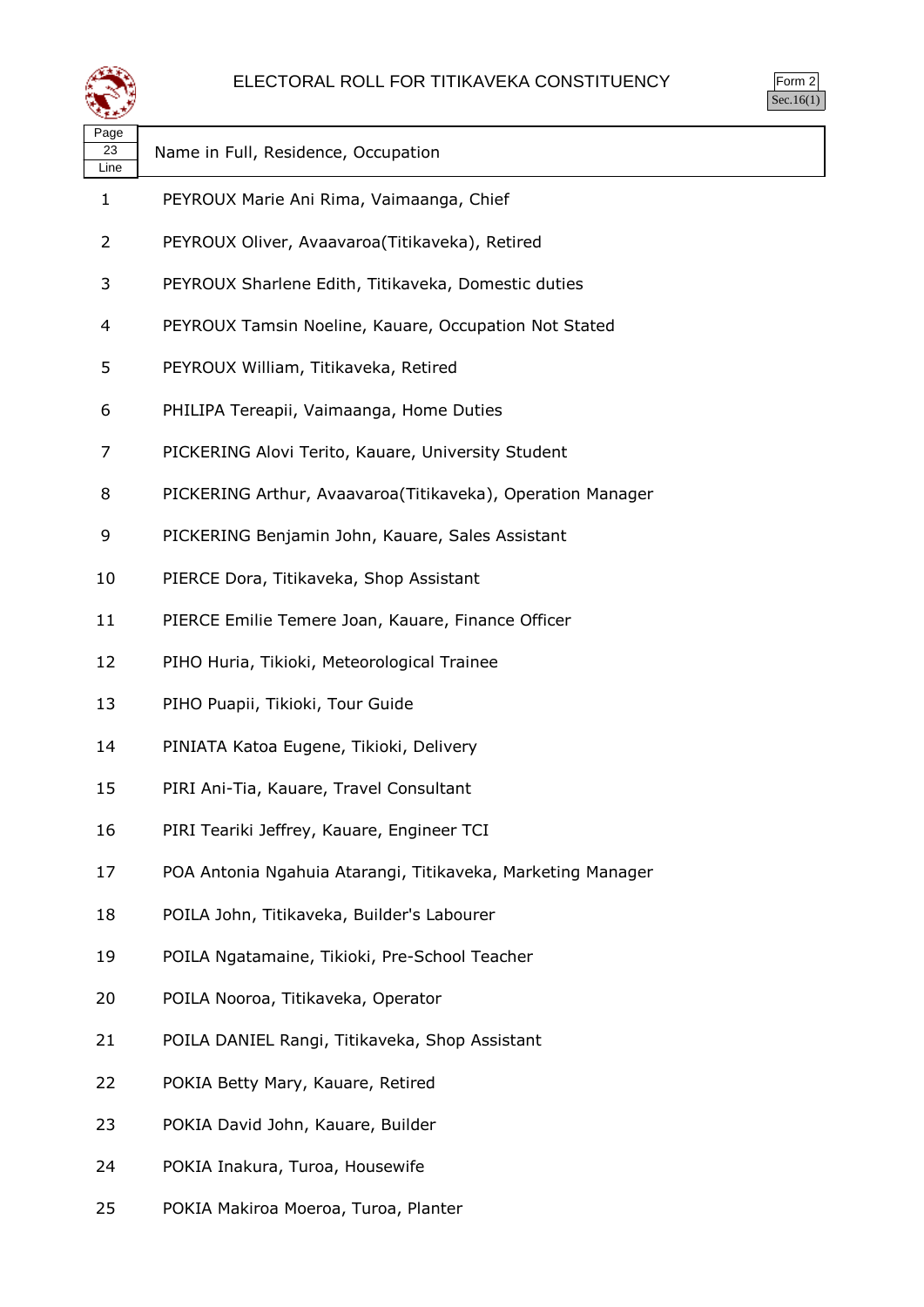# ELECTORAL ROLL FOR TITIKAVEKA CONSTITUENCY

Form 2
Sec.16(1)

| Page 23 Line | Name in Full, Residence, Occupation |
|---|---|
| 1 | PEYROUX Marie Ani Rima, Vaimaanga, Chief |
| 2 | PEYROUX Oliver, Avaavaroa(Titikaveka), Retired |
| 3 | PEYROUX Sharlene Edith, Titikaveka, Domestic duties |
| 4 | PEYROUX Tamsin Noeline, Kauare, Occupation Not Stated |
| 5 | PEYROUX William, Titikaveka, Retired |
| 6 | PHILIPA Tereapii, Vaimaanga, Home Duties |
| 7 | PICKERING Alovi Terito, Kauare, University Student |
| 8 | PICKERING Arthur, Avaavaroa(Titikaveka), Operation Manager |
| 9 | PICKERING Benjamin John, Kauare, Sales Assistant |
| 10 | PIERCE Dora, Titikaveka, Shop Assistant |
| 11 | PIERCE Emilie Temere Joan, Kauare, Finance Officer |
| 12 | PIHO Huria, Tikioki, Meteorological Trainee |
| 13 | PIHO Puapii, Tikioki, Tour Guide |
| 14 | PINIATA Katoa Eugene, Tikioki, Delivery |
| 15 | PIRI Ani-Tia, Kauare, Travel Consultant |
| 16 | PIRI Teariki Jeffrey, Kauare, Engineer TCI |
| 17 | POA Antonia Ngahuia Atarangi, Titikaveka, Marketing Manager |
| 18 | POILA John, Titikaveka, Builder's Labourer |
| 19 | POILA Ngatamaine, Tikioki, Pre-School Teacher |
| 20 | POILA Nooroa, Titikaveka, Operator |
| 21 | POILA DANIEL Rangi, Titikaveka, Shop Assistant |
| 22 | POKIA Betty Mary, Kauare, Retired |
| 23 | POKIA David John, Kauare, Builder |
| 24 | POKIA Inakura, Turoa, Housewife |
| 25 | POKIA Makiroa Moeroa, Turoa, Planter |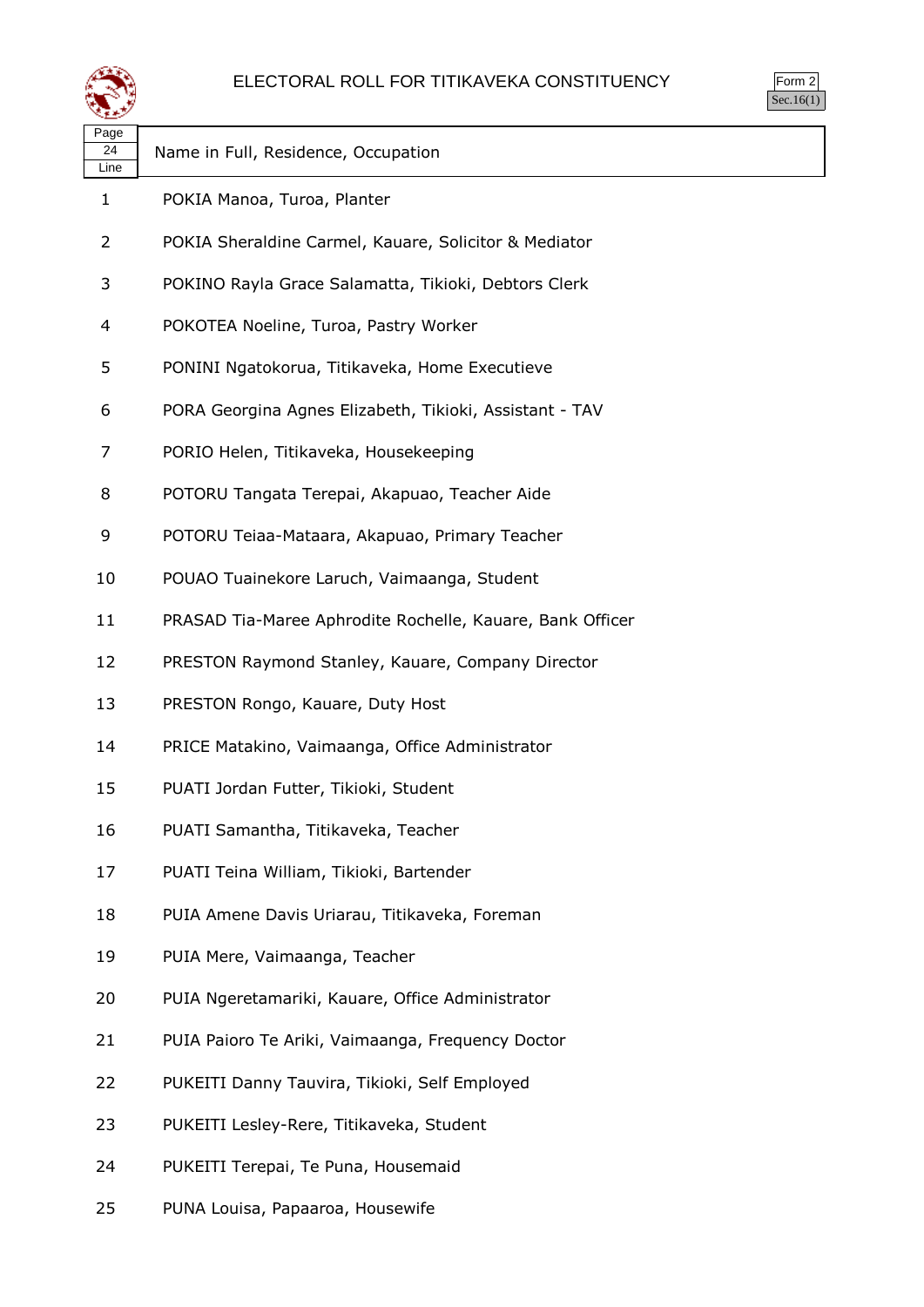# ELECTORAL ROLL FOR TITIKAVEKA CONSTITUENCY

Form 2
Sec.16(1)

| Page 24 Line | Name in Full, Residence, Occupation |
|---|---|
| 1 | POKIA Manoa, Turoa, Planter |
| 2 | POKIA Sheraldine Carmel, Kauare, Solicitor & Mediator |
| 3 | POKINO Rayla Grace Salamatta, Tikioki, Debtors Clerk |
| 4 | POKOTEA Noeline, Turoa, Pastry Worker |
| 5 | PONINI Ngatokorua, Titikaveka, Home Executieve |
| 6 | PORA Georgina Agnes Elizabeth, Tikioki, Assistant - TAV |
| 7 | PORIO Helen, Titikaveka, Housekeeping |
| 8 | POTORU Tangata Terepai, Akapuao, Teacher Aide |
| 9 | POTORU Teiaa-Mataara, Akapuao, Primary Teacher |
| 10 | POUAO Tuainekore Laruch, Vaimaanga, Student |
| 11 | PRASAD Tia-Maree Aphrodite Rochelle, Kauare, Bank Officer |
| 12 | PRESTON Raymond Stanley, Kauare, Company Director |
| 13 | PRESTON Rongo, Kauare, Duty Host |
| 14 | PRICE Matakino, Vaimaanga, Office Administrator |
| 15 | PUATI Jordan Futter, Tikioki, Student |
| 16 | PUATI Samantha, Titikaveka, Teacher |
| 17 | PUATI Teina William, Tikioki, Bartender |
| 18 | PUIA Amene Davis Uriarau, Titikaveka, Foreman |
| 19 | PUIA Mere, Vaimaanga, Teacher |
| 20 | PUIA Ngeretamariki, Kauare, Office Administrator |
| 21 | PUIA Paioro Te Ariki, Vaimaanga, Frequency Doctor |
| 22 | PUKEITI Danny Tauvira, Tikioki, Self Employed |
| 23 | PUKEITI Lesley-Rere, Titikaveka, Student |
| 24 | PUKEITI Terepai, Te Puna, Housemaid |
| 25 | PUNA Louisa, Papaaroa, Housewife |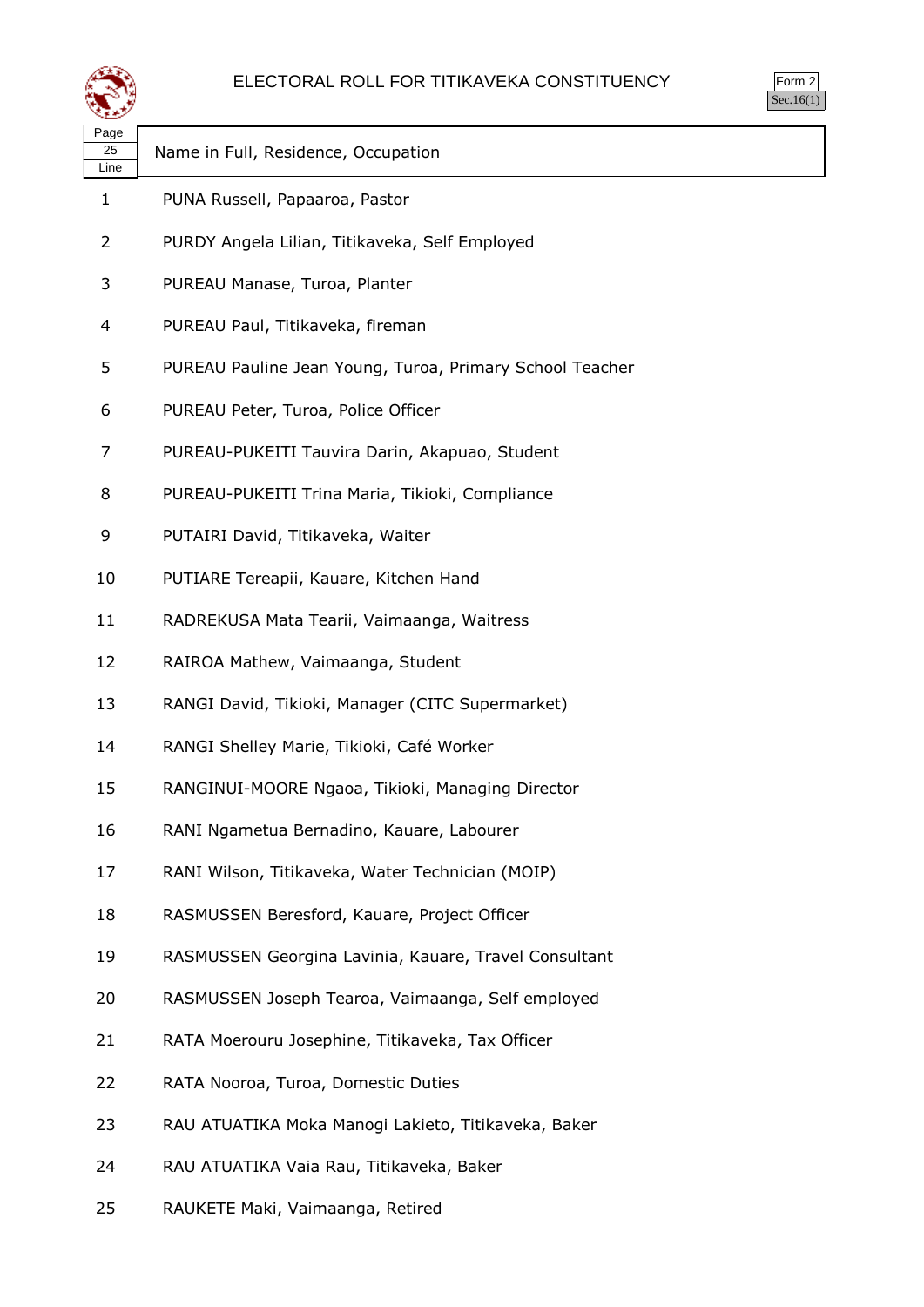# ELECTORAL ROLL FOR TITIKAVEKA CONSTITUENCY

Form 2
Sec.16(1)

| Page 25 Line | Name in Full, Residence, Occupation |
|---|---|
| 1 | PUNA Russell, Papaaroa, Pastor |
| 2 | PURDY Angela Lilian, Titikaveka, Self Employed |
| 3 | PUREAU Manase, Turoa, Planter |
| 4 | PUREAU Paul, Titikaveka, fireman |
| 5 | PUREAU Pauline Jean Young, Turoa, Primary School Teacher |
| 6 | PUREAU Peter, Turoa, Police Officer |
| 7 | PUREAU-PUKEITI Tauvira Darin, Akapuao, Student |
| 8 | PUREAU-PUKEITI Trina Maria, Tikioki, Compliance |
| 9 | PUTAIRI David, Titikaveka, Waiter |
| 10 | PUTIARE Tereapii, Kauare, Kitchen Hand |
| 11 | RADREKUSA Mata Tearii, Vaimaanga, Waitress |
| 12 | RAIROA Mathew, Vaimaanga, Student |
| 13 | RANGI David, Tikioki, Manager (CITC Supermarket) |
| 14 | RANGI Shelley Marie, Tikioki, Café Worker |
| 15 | RANGINUI-MOORE Ngaoa, Tikioki, Managing Director |
| 16 | RANI Ngametua Bernadino, Kauare, Labourer |
| 17 | RANI Wilson, Titikaveka, Water Technician (MOIP) |
| 18 | RASMUSSEN Beresford, Kauare, Project Officer |
| 19 | RASMUSSEN Georgina Lavinia, Kauare, Travel Consultant |
| 20 | RASMUSSEN Joseph Tearoa, Vaimaanga, Self employed |
| 21 | RATA Moerouru Josephine, Titikaveka, Tax Officer |
| 22 | RATA Nooroa, Turoa, Domestic Duties |
| 23 | RAU ATUATIKA Moka Manogi Lakieto, Titikaveka, Baker |
| 24 | RAU ATUATIKA Vaia Rau, Titikaveka, Baker |
| 25 | RAUKETE Maki, Vaimaanga, Retired |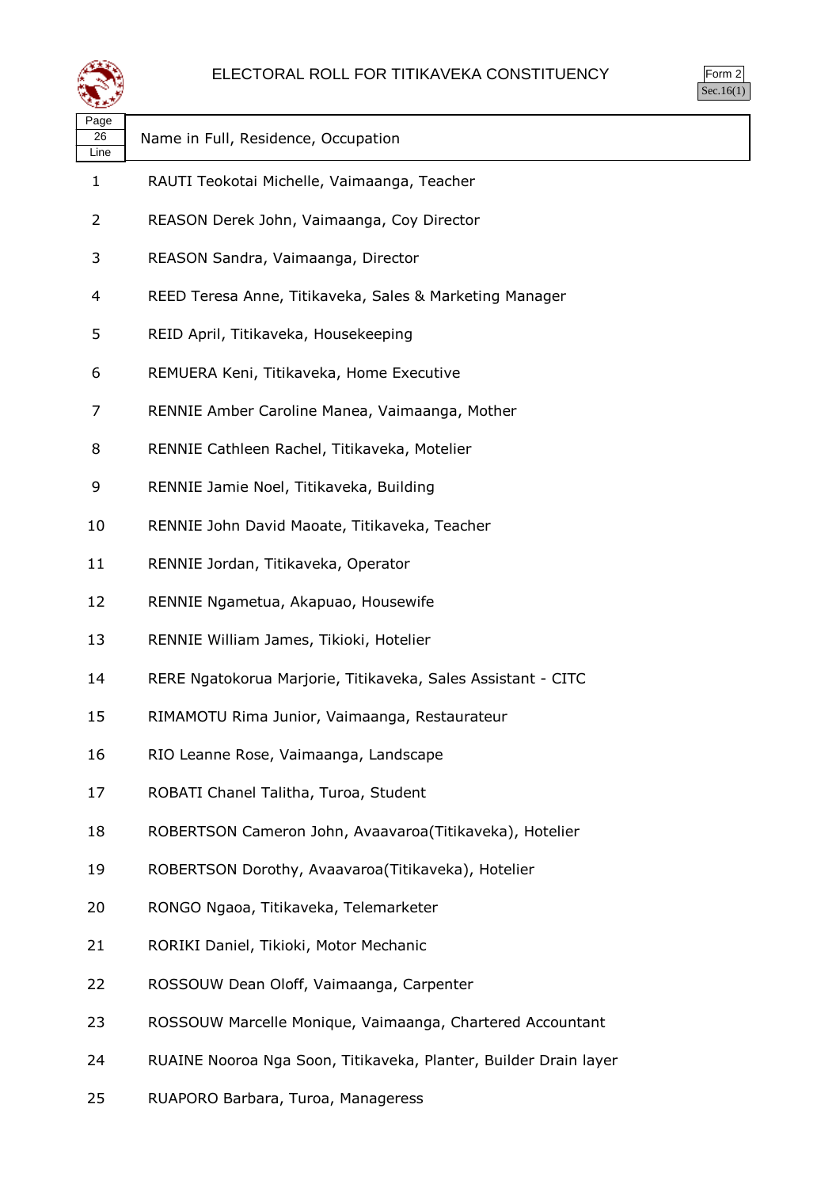# ELECTORAL ROLL FOR TITIKAVEKA CONSTITUENCY

Form 2
Sec.16(1)

| Page 26 Line | Name in Full, Residence, Occupation |
|---|---|
| 1 | RAUTI Teokotai Michelle, Vaimaanga, Teacher |
| 2 | REASON Derek John, Vaimaanga, Coy Director |
| 3 | REASON Sandra, Vaimaanga, Director |
| 4 | REED Teresa Anne, Titikaveka, Sales & Marketing Manager |
| 5 | REID April, Titikaveka, Housekeeping |
| 6 | REMUERA Keni, Titikaveka, Home Executive |
| 7 | RENNIE Amber Caroline Manea, Vaimaanga, Mother |
| 8 | RENNIE Cathleen Rachel, Titikaveka, Motelier |
| 9 | RENNIE Jamie Noel, Titikaveka, Building |
| 10 | RENNIE John David Maoate, Titikaveka, Teacher |
| 11 | RENNIE Jordan, Titikaveka, Operator |
| 12 | RENNIE Ngametua, Akapuao, Housewife |
| 13 | RENNIE William James, Tikioki, Hotelier |
| 14 | RERE Ngatokorua Marjorie, Titikaveka, Sales Assistant - CITC |
| 15 | RIMAMOTU Rima Junior, Vaimaanga, Restaurateur |
| 16 | RIO Leanne Rose, Vaimaanga, Landscape |
| 17 | ROBATI Chanel Talitha, Turoa, Student |
| 18 | ROBERTSON Cameron John, Avaavaroa(Titikaveka), Hotelier |
| 19 | ROBERTSON Dorothy, Avaavaroa(Titikaveka), Hotelier |
| 20 | RONGO Ngaoa, Titikaveka, Telemarketer |
| 21 | RORIKI Daniel, Tikioki, Motor Mechanic |
| 22 | ROSSOUW Dean Oloff, Vaimaanga, Carpenter |
| 23 | ROSSOUW Marcelle Monique, Vaimaanga, Chartered Accountant |
| 24 | RUAINE Nooroa Nga Soon, Titikaveka, Planter, Builder Drain layer |
| 25 | RUAPORO Barbara, Turoa, Manageress |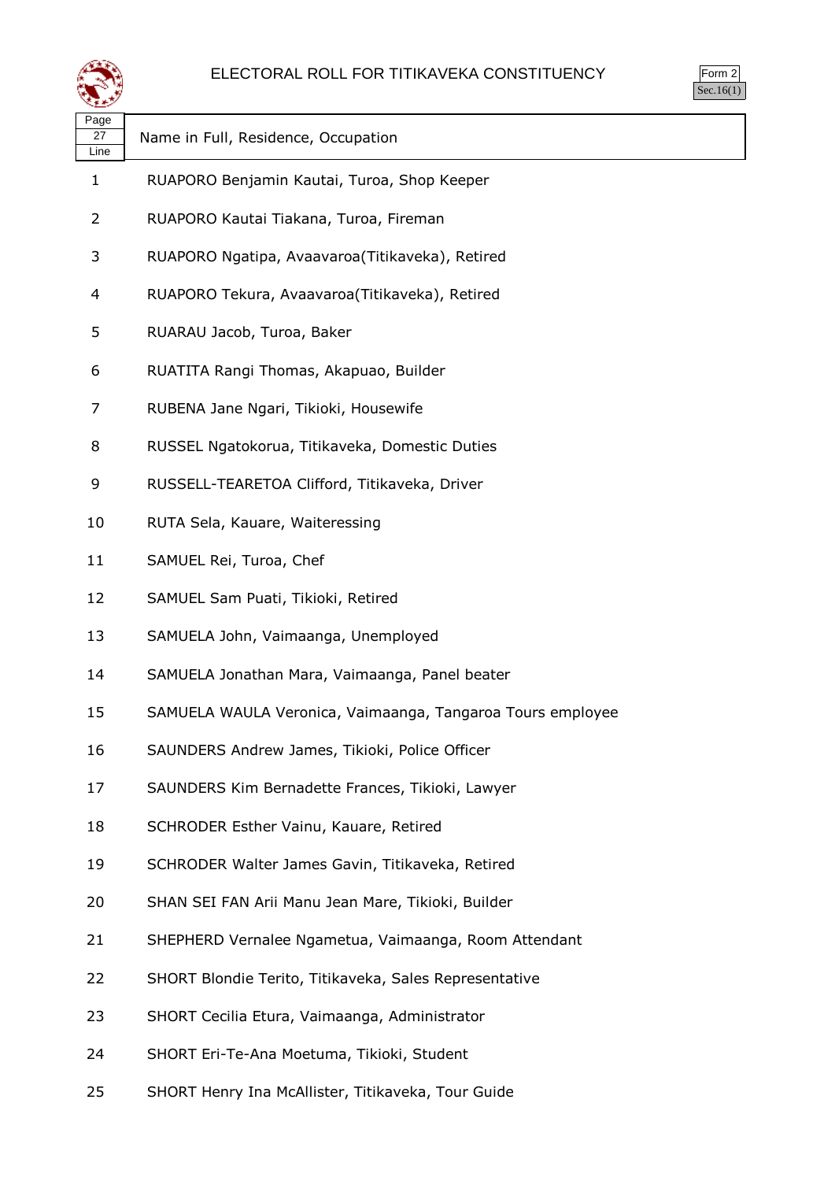# ELECTORAL ROLL FOR TITIKAVEKA CONSTITUENCY

Form 2
Sec.16(1)

| Page 27 Line | Name in Full, Residence, Occupation |
|---|---|
| 1 | RUAPORO Benjamin Kautai, Turoa, Shop Keeper |
| 2 | RUAPORO Kautai Tiakana, Turoa, Fireman |
| 3 | RUAPORO Ngatipa, Avaavaroa(Titikaveka), Retired |
| 4 | RUAPORO Tekura, Avaavaroa(Titikaveka), Retired |
| 5 | RUARAU Jacob, Turoa, Baker |
| 6 | RUATITA Rangi Thomas, Akapuao, Builder |
| 7 | RUBENA Jane Ngari, Tikioki, Housewife |
| 8 | RUSSEL Ngatokorua, Titikaveka, Domestic Duties |
| 9 | RUSSELL-TEARETOA Clifford, Titikaveka, Driver |
| 10 | RUTA Sela, Kauare, Waiteressing |
| 11 | SAMUEL Rei, Turoa, Chef |
| 12 | SAMUEL Sam Puati, Tikioki, Retired |
| 13 | SAMUELA John, Vaimaanga, Unemployed |
| 14 | SAMUELA Jonathan Mara, Vaimaanga, Panel beater |
| 15 | SAMUELA WAULA Veronica, Vaimaanga, Tangaroa Tours employee |
| 16 | SAUNDERS Andrew James, Tikioki, Police Officer |
| 17 | SAUNDERS Kim Bernadette Frances, Tikioki, Lawyer |
| 18 | SCHRODER Esther Vainu, Kauare, Retired |
| 19 | SCHRODER Walter James Gavin, Titikaveka, Retired |
| 20 | SHAN SEI FAN Arii Manu Jean Mare, Tikioki, Builder |
| 21 | SHEPHERD Vernalee Ngametua, Vaimaanga, Room Attendant |
| 22 | SHORT Blondie Terito, Titikaveka, Sales Representative |
| 23 | SHORT Cecilia Etura, Vaimaanga, Administrator |
| 24 | SHORT Eri-Te-Ana Moetuma, Tikioki, Student |
| 25 | SHORT Henry Ina McAllister, Titikaveka, Tour Guide |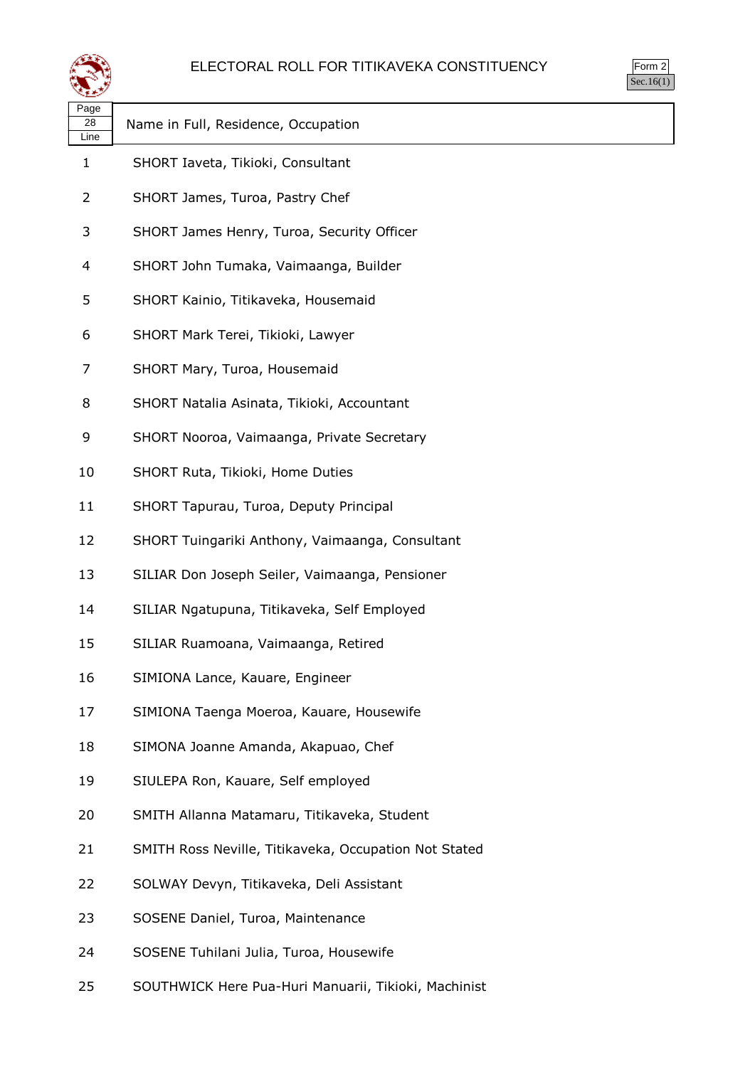# ELECTORAL ROLL FOR TITIKAVEKA CONSTITUENCY

Form 2
Sec.16(1)

| Page 28 Line | Name in Full, Residence, Occupation |
|---|---|
| 1 | SHORT Iaveta, Tikioki, Consultant |
| 2 | SHORT James, Turoa, Pastry Chef |
| 3 | SHORT James Henry, Turoa, Security Officer |
| 4 | SHORT John Tumaka, Vaimaanga, Builder |
| 5 | SHORT Kainio, Titikaveka, Housemaid |
| 6 | SHORT Mark Terei, Tikioki, Lawyer |
| 7 | SHORT Mary, Turoa, Housemaid |
| 8 | SHORT Natalia Asinata, Tikioki, Accountant |
| 9 | SHORT Nooroa, Vaimaanga, Private Secretary |
| 10 | SHORT Ruta, Tikioki, Home Duties |
| 11 | SHORT Tapurau, Turoa, Deputy Principal |
| 12 | SHORT Tuingariki Anthony, Vaimaanga, Consultant |
| 13 | SILIAR Don Joseph Seiler, Vaimaanga, Pensioner |
| 14 | SILIAR Ngatupuna, Titikaveka, Self Employed |
| 15 | SILIAR Ruamoana, Vaimaanga, Retired |
| 16 | SIMIONA Lance, Kauare, Engineer |
| 17 | SIMIONA Taenga Moeroa, Kauare, Housewife |
| 18 | SIMONA Joanne Amanda, Akapuao, Chef |
| 19 | SIULEPA Ron, Kauare, Self employed |
| 20 | SMITH Allanna Matamaru, Titikaveka, Student |
| 21 | SMITH Ross Neville, Titikaveka, Occupation Not Stated |
| 22 | SOLWAY Devyn, Titikaveka, Deli Assistant |
| 23 | SOSENE Daniel, Turoa, Maintenance |
| 24 | SOSENE Tuhilani Julia, Turoa, Housewife |
| 25 | SOUTHWICK Here Pua-Huri Manuarii, Tikioki, Machinist |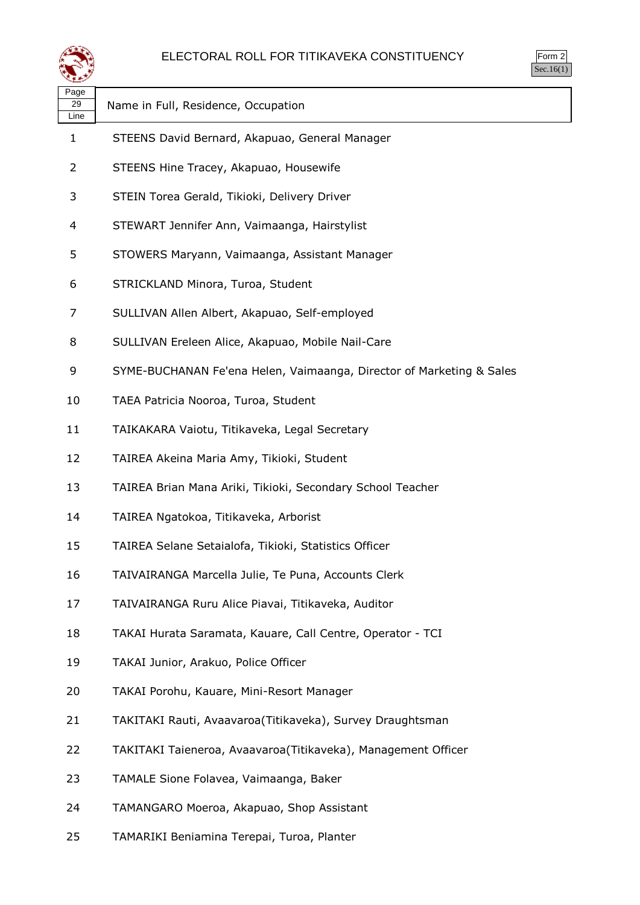# ELECTORAL ROLL FOR TITIKAVEKA CONSTITUENCY

Form 2
Sec.16(1)

| Page 29 Line | Name in Full, Residence, Occupation |
|---|---|
| 1 | STEENS David Bernard, Akapuao, General Manager |
| 2 | STEENS Hine Tracey, Akapuao, Housewife |
| 3 | STEIN Torea Gerald, Tikioki, Delivery Driver |
| 4 | STEWART Jennifer Ann, Vaimaanga, Hairstylist |
| 5 | STOWERS Maryann, Vaimaanga, Assistant Manager |
| 6 | STRICKLAND Minora, Turoa, Student |
| 7 | SULLIVAN Allen Albert, Akapuao, Self-employed |
| 8 | SULLIVAN Ereleen Alice, Akapuao, Mobile Nail-Care |
| 9 | SYME-BUCHANAN Fe'ena Helen, Vaimaanga, Director of Marketing & Sales |
| 10 | TAEA Patricia Nooroa, Turoa, Student |
| 11 | TAIKAKARA Vaiotu, Titikaveka, Legal Secretary |
| 12 | TAIREA Akeina Maria Amy, Tikioki, Student |
| 13 | TAIREA Brian Mana Ariki, Tikioki, Secondary School Teacher |
| 14 | TAIREA Ngatokoa, Titikaveka, Arborist |
| 15 | TAIREA Selane Setaialofa, Tikioki, Statistics Officer |
| 16 | TAIVAIRANGA Marcella Julie, Te Puna, Accounts Clerk |
| 17 | TAIVAIRANGA Ruru Alice Piavai, Titikaveka, Auditor |
| 18 | TAKAI Hurata Saramata, Kauare, Call Centre, Operator - TCI |
| 19 | TAKAI Junior, Arakuo, Police Officer |
| 20 | TAKAI Porohu, Kauare, Mini-Resort Manager |
| 21 | TAKITAKI Rauti, Avaavaroa(Titikaveka), Survey Draughtsman |
| 22 | TAKITAKI Taieneroa, Avaavaroa(Titikaveka), Management Officer |
| 23 | TAMALE Sione Folavea, Vaimaanga, Baker |
| 24 | TAMANGARO Moeroa, Akapuao, Shop Assistant |
| 25 | TAMARIKI Beniamina Terepai, Turoa, Planter |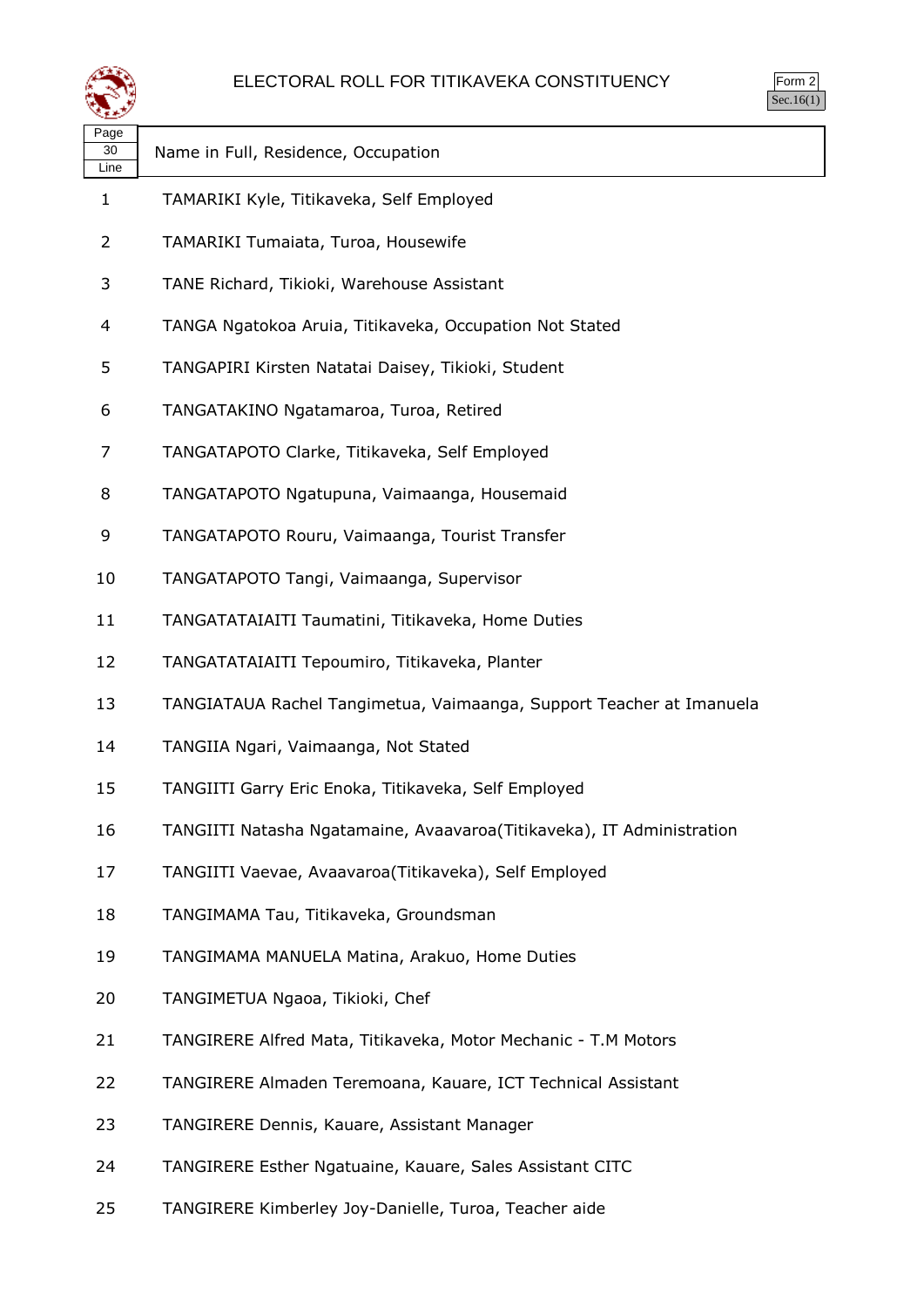# ELECTORAL ROLL FOR TITIKAVEKA CONSTITUENCY

Form 2
Sec.16(1)

| Page 30 Line | Name in Full, Residence, Occupation |
|---|---|
| 1 | TAMARIKI Kyle, Titikaveka, Self Employed |
| 2 | TAMARIKI Tumaiata, Turoa, Housewife |
| 3 | TANE Richard, Tikioki, Warehouse Assistant |
| 4 | TANGA Ngatokoa Aruia, Titikaveka, Occupation Not Stated |
| 5 | TANGAPIRI Kirsten Natatai Daisey, Tikioki, Student |
| 6 | TANGATAKINO Ngatamaroa, Turoa, Retired |
| 7 | TANGATAPOTO Clarke, Titikaveka, Self Employed |
| 8 | TANGATAPOTO Ngatupuna, Vaimaanga, Housemaid |
| 9 | TANGATAPOTO Rouru, Vaimaanga, Tourist Transfer |
| 10 | TANGATAPOTO Tangi, Vaimaanga, Supervisor |
| 11 | TANGATATAIAITI Taumatini, Titikaveka, Home Duties |
| 12 | TANGATATAIAITI Tepoumiro, Titikaveka, Planter |
| 13 | TANGIATAUA Rachel Tangimetua, Vaimaanga, Support Teacher at Imanuela |
| 14 | TANGIIA Ngari, Vaimaanga, Not Stated |
| 15 | TANGIITI Garry Eric Enoka, Titikaveka, Self Employed |
| 16 | TANGIITI Natasha Ngatamaine, Avaavaroa(Titikaveka), IT Administration |
| 17 | TANGIITI Vaevae, Avaavaroa(Titikaveka), Self Employed |
| 18 | TANGIMAMA Tau, Titikaveka, Groundsman |
| 19 | TANGIMAMA MANUELA Matina, Arakuo, Home Duties |
| 20 | TANGIMETUA Ngaoa, Tikioki, Chef |
| 21 | TANGIRERE Alfred Mata, Titikaveka, Motor Mechanic - T.M Motors |
| 22 | TANGIRERE Almaden Teremoana, Kauare, ICT Technical Assistant |
| 23 | TANGIRERE Dennis, Kauare, Assistant Manager |
| 24 | TANGIRERE Esther Ngatuaine, Kauare, Sales Assistant CITC |
| 25 | TANGIRERE Kimberley Joy-Danielle, Turoa, Teacher aide |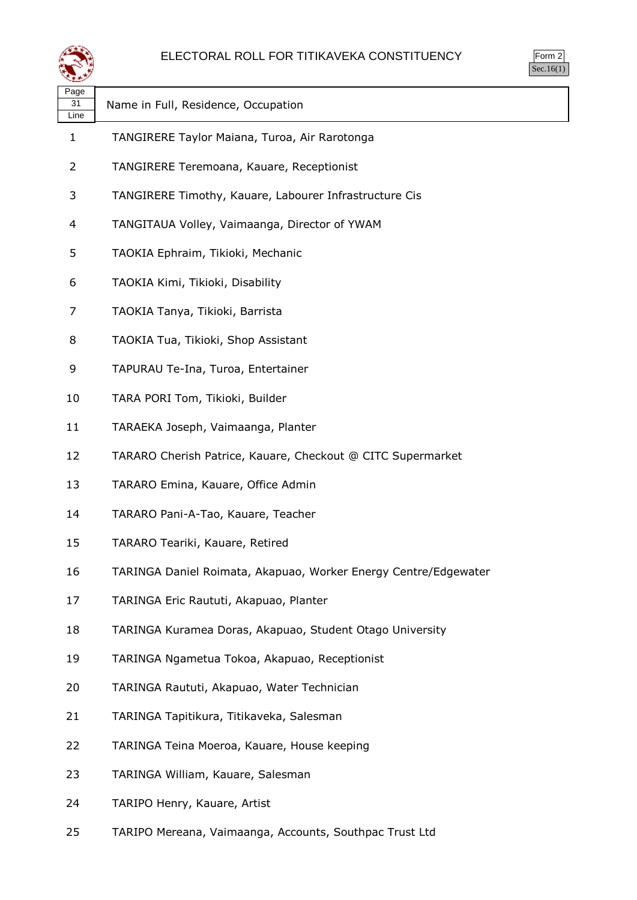# ELECTORAL ROLL FOR TITIKAVEKA CONSTITUENCY

Form 2
Sec.16(1)

| Page 31 Line | Name in Full, Residence, Occupation |
|---|---|
| 1 | TANGIRERE Taylor Maiana, Turoa, Air Rarotonga |
| 2 | TANGIRERE Teremoana, Kauare, Receptionist |
| 3 | TANGIRERE Timothy, Kauare, Labourer Infrastructure Cis |
| 4 | TANGITAUA Volley, Vaimaanga, Director of YWAM |
| 5 | TAOKIA Ephraim, Tikioki, Mechanic |
| 6 | TAOKIA Kimi, Tikioki, Disability |
| 7 | TAOKIA Tanya, Tikioki, Barrista |
| 8 | TAOKIA Tua, Tikioki, Shop Assistant |
| 9 | TAPURAU Te-Ina, Turoa, Entertainer |
| 10 | TARA PORI Tom, Tikioki, Builder |
| 11 | TARAEKA Joseph, Vaimaanga, Planter |
| 12 | TARARO Cherish Patrice, Kauare, Checkout @ CITC Supermarket |
| 13 | TARARO Emina, Kauare, Office Admin |
| 14 | TARARO Pani-A-Tao, Kauare, Teacher |
| 15 | TARARO Teariki, Kauare, Retired |
| 16 | TARINGA Daniel Roimata, Akapuao, Worker Energy Centre/Edgewater |
| 17 | TARINGA Eric Raututi, Akapuao, Planter |
| 18 | TARINGA Kuramea Doras, Akapuao, Student Otago University |
| 19 | TARINGA Ngametua Tokoa, Akapuao, Receptionist |
| 20 | TARINGA Raututi, Akapuao, Water Technician |
| 21 | TARINGA Tapitikura, Titikaveka, Salesman |
| 22 | TARINGA Teina Moeroa, Kauare, House keeping |
| 23 | TARINGA William, Kauare, Salesman |
| 24 | TARIPO Henry, Kauare, Artist |
| 25 | TARIPO Mereana, Vaimaanga, Accounts, Southpac Trust Ltd |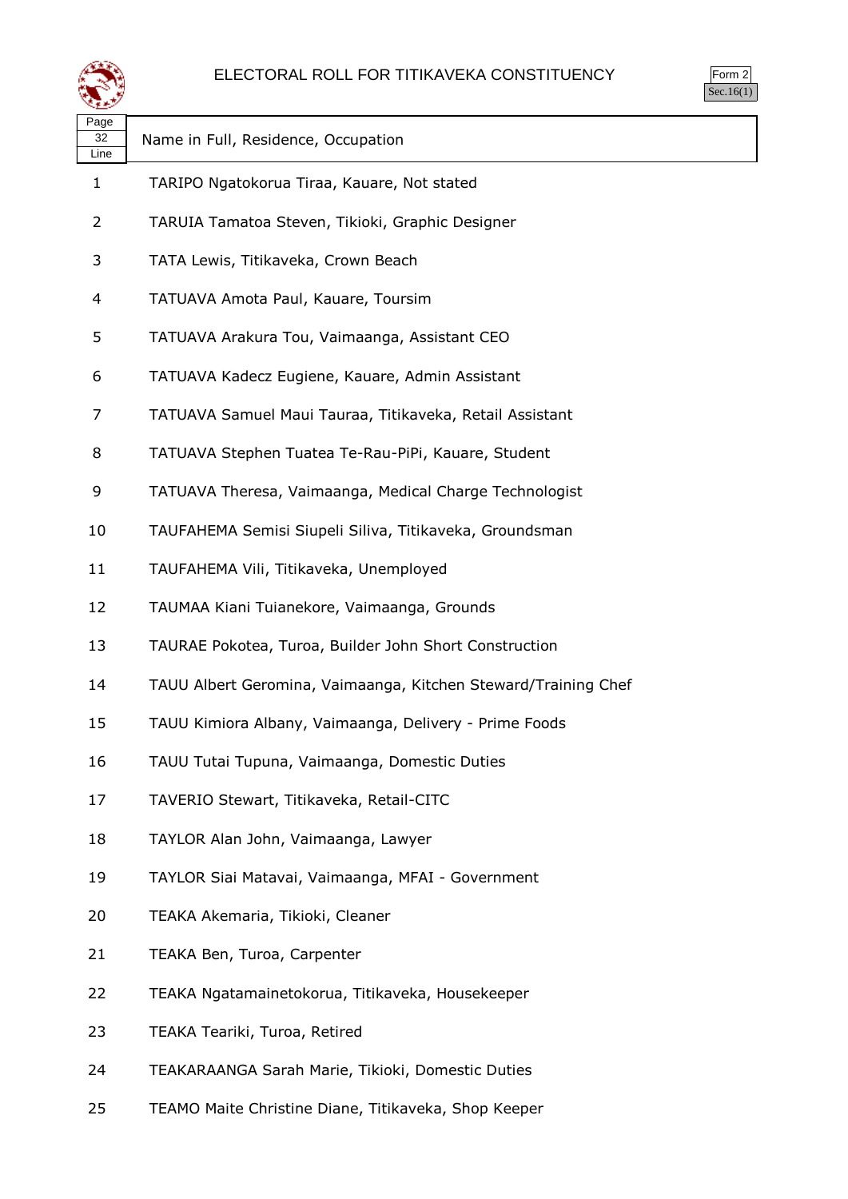# ELECTORAL ROLL FOR TITIKAVEKA CONSTITUENCY

Form 2
Sec.16(1)

| Page 32 Line | Name in Full, Residence, Occupation |
|---|---|
| 1 | TARIPO Ngatokorua Tiraa, Kauare, Not stated |
| 2 | TARUIA Tamatoa Steven, Tikioki, Graphic Designer |
| 3 | TATA Lewis, Titikaveka, Crown Beach |
| 4 | TATUAVA Amota Paul, Kauare, Toursim |
| 5 | TATUAVA Arakura Tou, Vaimaanga, Assistant CEO |
| 6 | TATUAVA Kadecz Eugiene, Kauare, Admin Assistant |
| 7 | TATUAVA Samuel Maui Tauraa, Titikaveka, Retail Assistant |
| 8 | TATUAVA Stephen Tuatea Te-Rau-PiPi, Kauare, Student |
| 9 | TATUAVA Theresa, Vaimaanga, Medical Charge Technologist |
| 10 | TAUFAHEMA Semisi Siupeli Siliva, Titikaveka, Groundsman |
| 11 | TAUFAHEMA Vili, Titikaveka, Unemployed |
| 12 | TAUMAA Kiani Tuianekore, Vaimaanga, Grounds |
| 13 | TAURAE Pokotea, Turoa, Builder John Short Construction |
| 14 | TAUU Albert Geromina, Vaimaanga, Kitchen Steward/Training Chef |
| 15 | TAUU Kimiora Albany, Vaimaanga, Delivery - Prime Foods |
| 16 | TAUU Tutai Tupuna, Vaimaanga, Domestic Duties |
| 17 | TAVERIO Stewart, Titikaveka, Retail-CITC |
| 18 | TAYLOR Alan John, Vaimaanga, Lawyer |
| 19 | TAYLOR Siai Matavai, Vaimaanga, MFAI - Government |
| 20 | TEAKA Akemaria, Tikioki, Cleaner |
| 21 | TEAKA Ben, Turoa, Carpenter |
| 22 | TEAKA Ngatamainetokorua, Titikaveka, Housekeeper |
| 23 | TEAKA Teariki, Turoa, Retired |
| 24 | TEAKARAANGA Sarah Marie, Tikioki, Domestic Duties |
| 25 | TEAMO Maite Christine Diane, Titikaveka, Shop Keeper |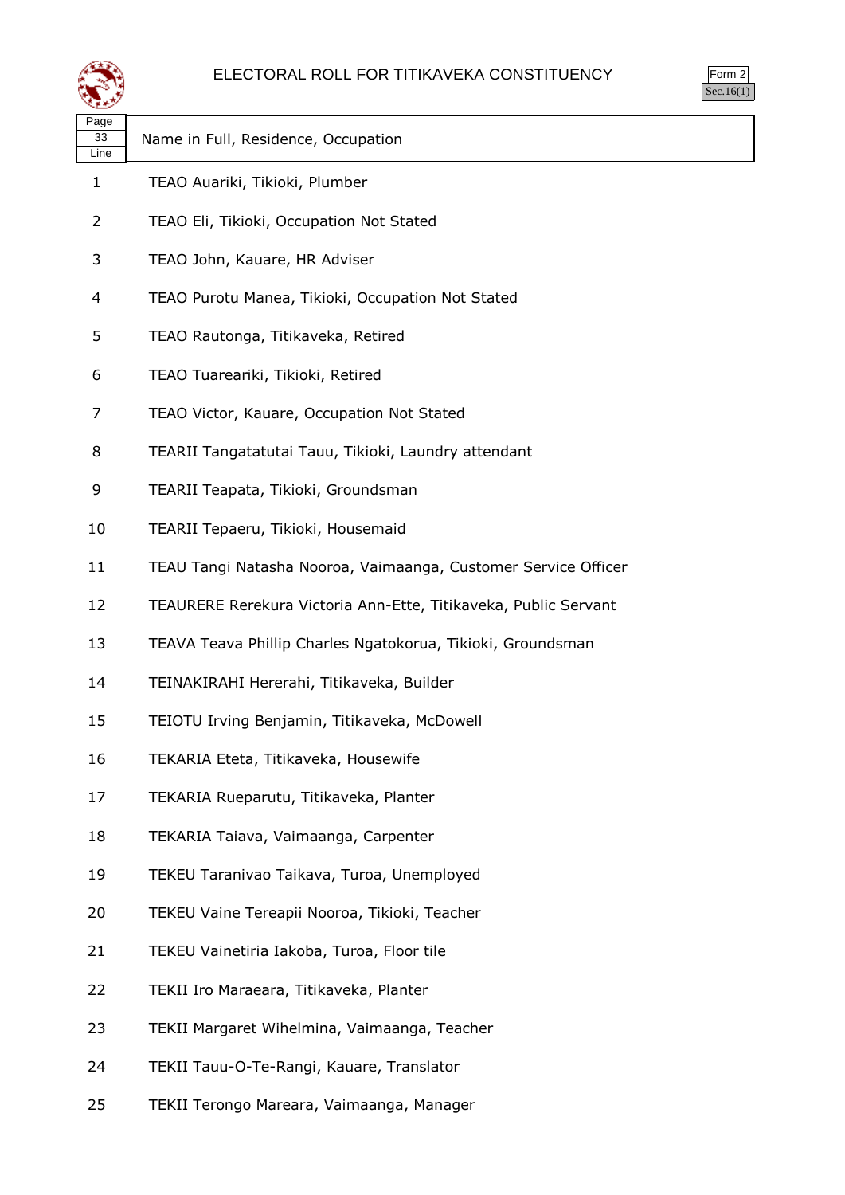# ELECTORAL ROLL FOR TITIKAVEKA CONSTITUENCY

Form 2
Sec.16(1)

| Page 33 Line | Name in Full, Residence, Occupation |
|---|---|
| 1 | TEAO Auariki, Tikioki, Plumber |
| 2 | TEAO Eli, Tikioki, Occupation Not Stated |
| 3 | TEAO John, Kauare, HR Adviser |
| 4 | TEAO Purotu Manea, Tikioki, Occupation Not Stated |
| 5 | TEAO Rautonga, Titikaveka, Retired |
| 6 | TEAO Tuareariki, Tikioki, Retired |
| 7 | TEAO Victor, Kauare, Occupation Not Stated |
| 8 | TEARII Tangatatutai Tauu, Tikioki, Laundry attendant |
| 9 | TEARII Teapata, Tikioki, Groundsman |
| 10 | TEARII Tepaeru, Tikioki, Housemaid |
| 11 | TEAU Tangi Natasha Nooroa, Vaimaanga, Customer Service Officer |
| 12 | TEAURERE Rerekura Victoria Ann-Ette, Titikaveka, Public Servant |
| 13 | TEAVA Teava Phillip Charles Ngatokorua, Tikioki, Groundsman |
| 14 | TEINAKIRAHI Hererahi, Titikaveka, Builder |
| 15 | TEIOTU Irving Benjamin, Titikaveka, McDowell |
| 16 | TEKARIA Eteta, Titikaveka, Housewife |
| 17 | TEKARIA Rueparutu, Titikaveka, Planter |
| 18 | TEKARIA Taiava, Vaimaanga, Carpenter |
| 19 | TEKEU Taranivao Taikava, Turoa, Unemployed |
| 20 | TEKEU Vaine Tereapii Nooroa, Tikioki, Teacher |
| 21 | TEKEU Vainetiria Iakoba, Turoa, Floor tile |
| 22 | TEKII Iro Maraeara, Titikaveka, Planter |
| 23 | TEKII Margaret Wihelmina, Vaimaanga, Teacher |
| 24 | TEKII Tauu-O-Te-Rangi, Kauare, Translator |
| 25 | TEKII Terongo Mareara, Vaimaanga, Manager |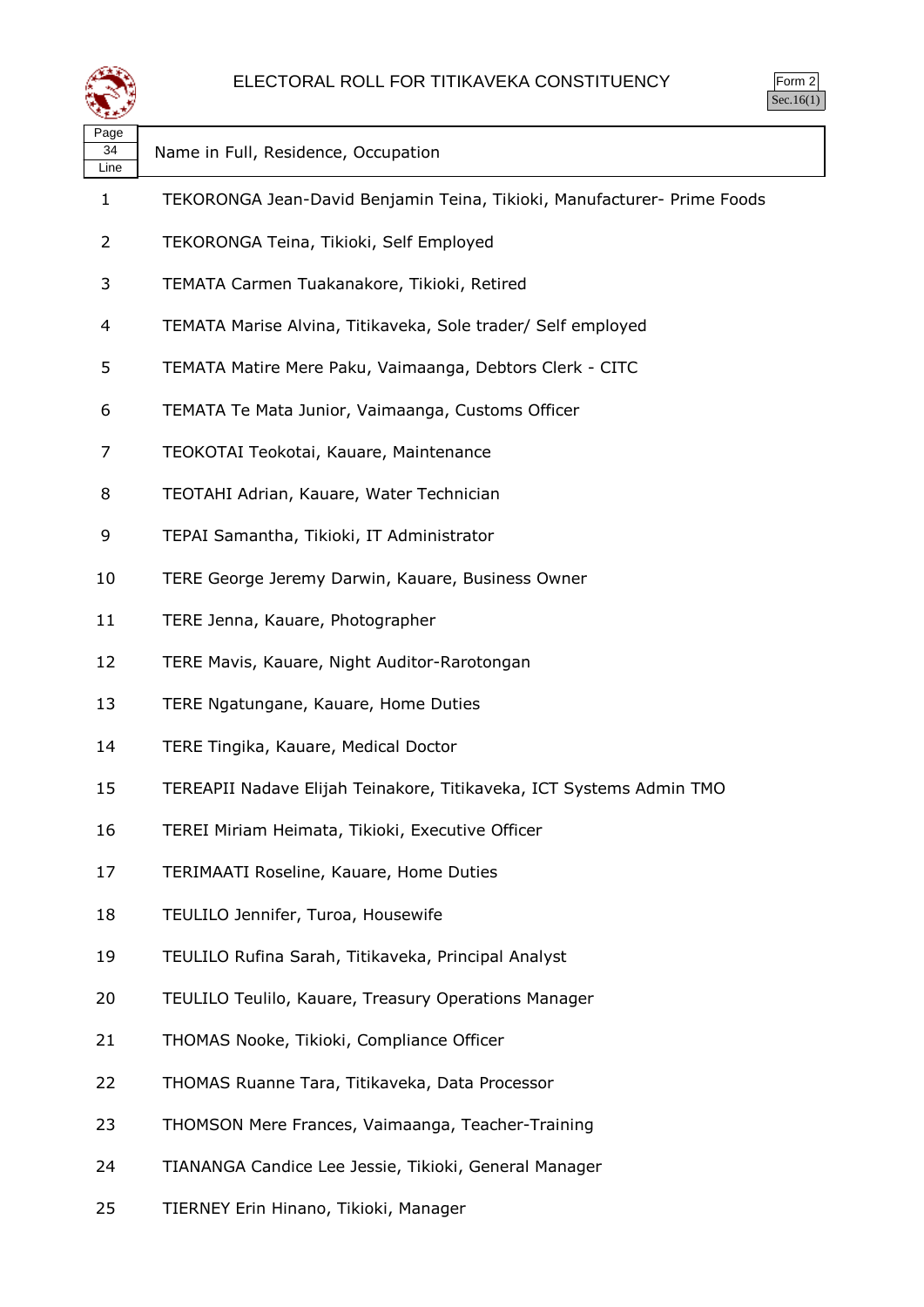# ELECTORAL ROLL FOR TITIKAVEKA CONSTITUENCY

Form 2
Sec.16(1)

| Page 34 Line | Name in Full, Residence, Occupation |
|---|---|
| 1 | TEKORONGA Jean-David Benjamin Teina, Tikioki, Manufacturer- Prime Foods |
| 2 | TEKORONGA Teina, Tikioki, Self Employed |
| 3 | TEMATA Carmen Tuakanakore, Tikioki, Retired |
| 4 | TEMATA Marise Alvina, Titikaveka, Sole trader/ Self employed |
| 5 | TEMATA Matire Mere Paku, Vaimaanga, Debtors Clerk - CITC |
| 6 | TEMATA Te Mata Junior, Vaimaanga, Customs Officer |
| 7 | TEOKOTAI Teokotai, Kauare, Maintenance |
| 8 | TEOTAHI Adrian, Kauare, Water Technician |
| 9 | TEPAI Samantha, Tikioki, IT Administrator |
| 10 | TERE George Jeremy Darwin, Kauare, Business Owner |
| 11 | TERE Jenna, Kauare, Photographer |
| 12 | TERE Mavis, Kauare, Night Auditor-Rarotongan |
| 13 | TERE Ngatungane, Kauare, Home Duties |
| 14 | TERE Tingika, Kauare, Medical Doctor |
| 15 | TEREAPII Nadave Elijah Teinakore, Titikaveka, ICT Systems Admin TMO |
| 16 | TEREI Miriam Heimata, Tikioki, Executive Officer |
| 17 | TERIMAATI Roseline, Kauare, Home Duties |
| 18 | TEULILO Jennifer, Turoa, Housewife |
| 19 | TEULILO Rufina Sarah, Titikaveka, Principal Analyst |
| 20 | TEULILO Teulilo, Kauare, Treasury Operations Manager |
| 21 | THOMAS Nooke, Tikioki, Compliance Officer |
| 22 | THOMAS Ruanne Tara, Titikaveka, Data Processor |
| 23 | THOMSON Mere Frances, Vaimaanga, Teacher-Training |
| 24 | TIANANGA Candice Lee Jessie, Tikioki, General Manager |
| 25 | TIERNEY Erin Hinano, Tikioki, Manager |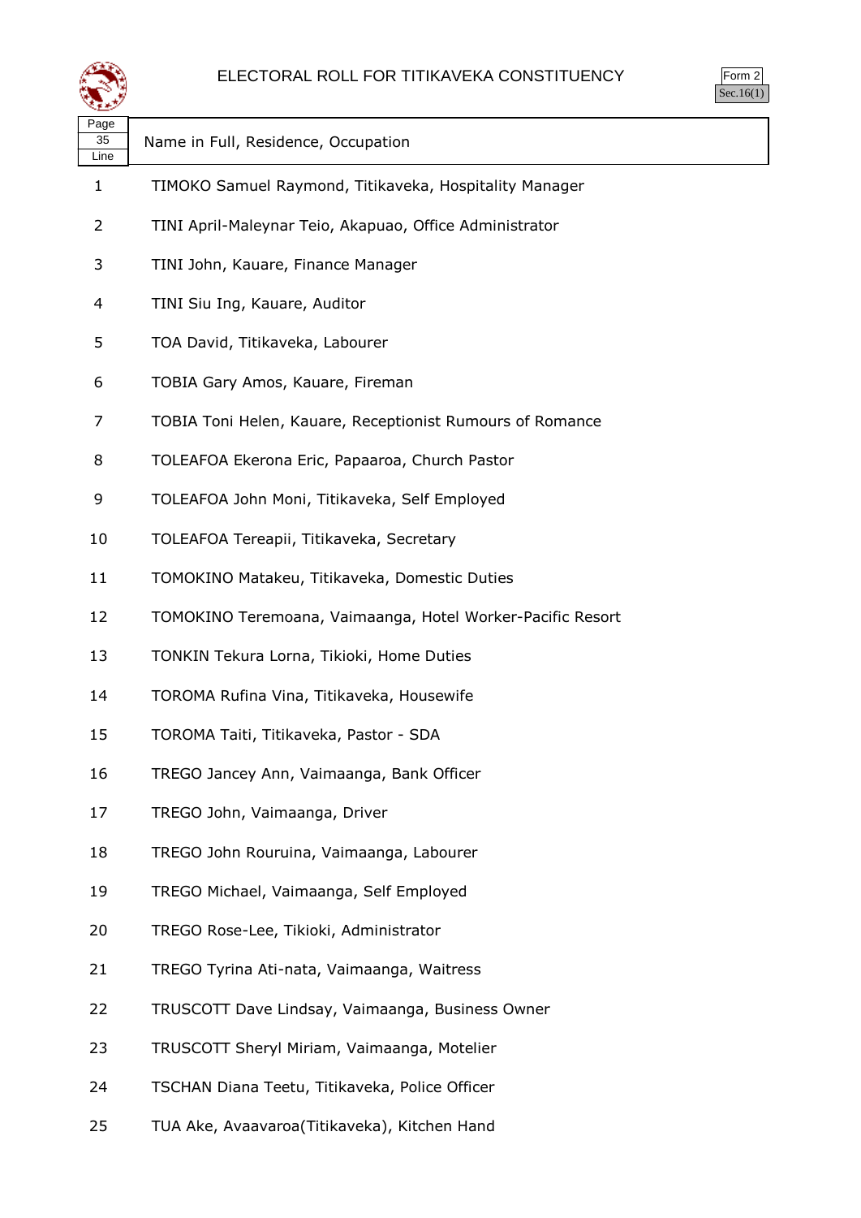# ELECTORAL ROLL FOR TITIKAVEKA CONSTITUENCY

Form 2
Sec.16(1)

| Page 35 Line | Name in Full, Residence, Occupation |
|---|---|
| 1 | TIMOKO Samuel Raymond, Titikaveka, Hospitality Manager |
| 2 | TINI April-Maleynar Teio, Akapuao, Office Administrator |
| 3 | TINI John, Kauare, Finance Manager |
| 4 | TINI Siu Ing, Kauare, Auditor |
| 5 | TOA David, Titikaveka, Labourer |
| 6 | TOBIA Gary Amos, Kauare, Fireman |
| 7 | TOBIA Toni Helen, Kauare, Receptionist Rumours of Romance |
| 8 | TOLEAFOA Ekerona Eric, Papaaroa, Church Pastor |
| 9 | TOLEAFOA John Moni, Titikaveka, Self Employed |
| 10 | TOLEAFOA Tereapii, Titikaveka, Secretary |
| 11 | TOMOKINO Matakeu, Titikaveka, Domestic Duties |
| 12 | TOMOKINO Teremoana, Vaimaanga, Hotel Worker-Pacific Resort |
| 13 | TONKIN Tekura Lorna, Tikioki, Home Duties |
| 14 | TOROMA Rufina Vina, Titikaveka, Housewife |
| 15 | TOROMA Taiti, Titikaveka, Pastor - SDA |
| 16 | TREGO Jancey Ann, Vaimaanga, Bank Officer |
| 17 | TREGO John, Vaimaanga, Driver |
| 18 | TREGO John Rouruina, Vaimaanga, Labourer |
| 19 | TREGO Michael, Vaimaanga, Self Employed |
| 20 | TREGO Rose-Lee, Tikioki, Administrator |
| 21 | TREGO Tyrina Ati-nata, Vaimaanga, Waitress |
| 22 | TRUSCOTT Dave Lindsay, Vaimaanga, Business Owner |
| 23 | TRUSCOTT Sheryl Miriam, Vaimaanga, Motelier |
| 24 | TSCHAN Diana Teetu, Titikaveka, Police Officer |
| 25 | TUA Ake, Avaavaroa(Titikaveka), Kitchen Hand |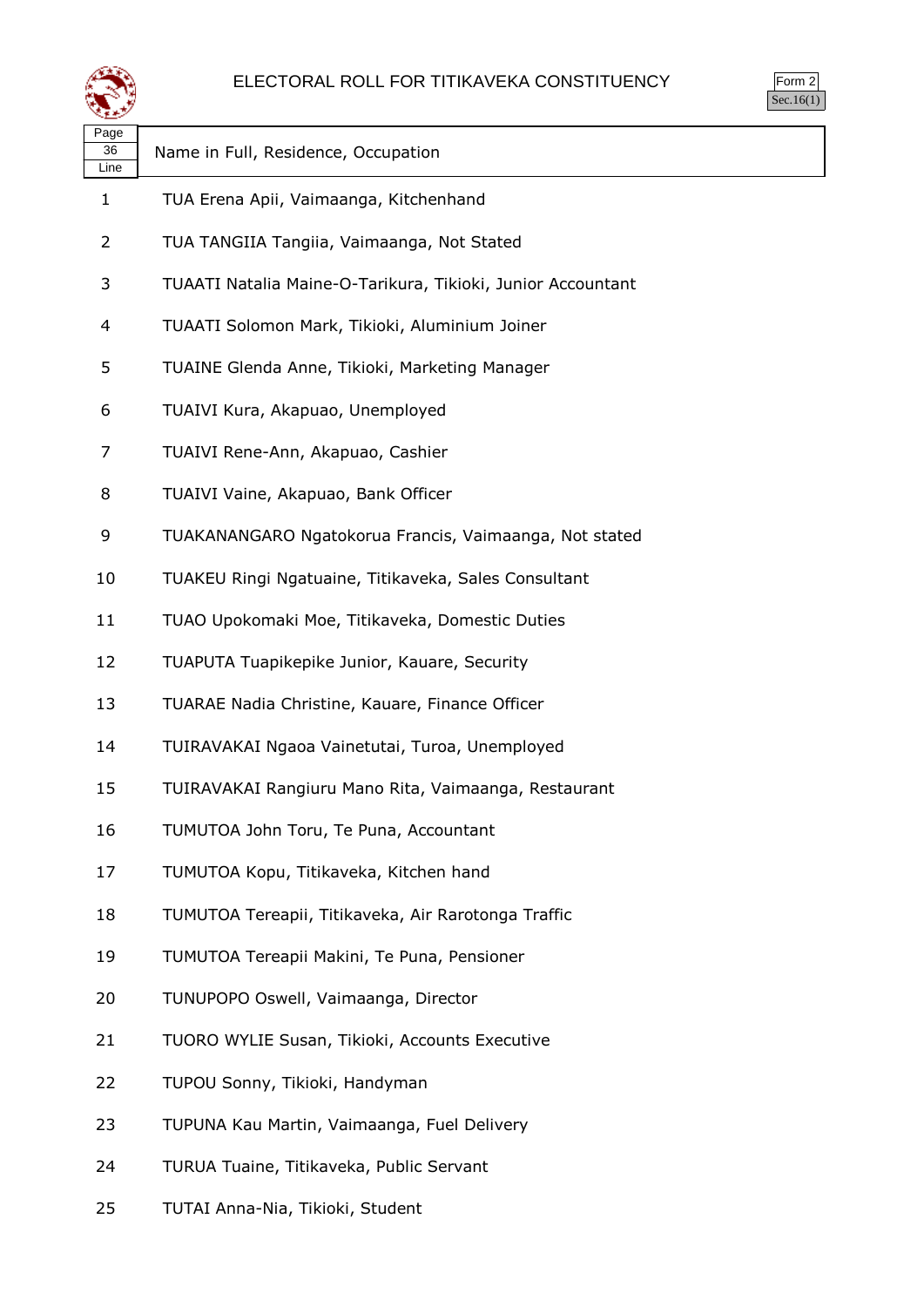# ELECTORAL ROLL FOR TITIKAVEKA CONSTITUENCY

Form 2
Sec.16(1)

| Page 36 Line | Name in Full, Residence, Occupation |
|---|---|
| 1 | TUA Erena Apii, Vaimaanga, Kitchenhand |
| 2 | TUA TANGIIA Tangiia, Vaimaanga, Not Stated |
| 3 | TUAATI Natalia Maine-O-Tarikura, Tikioki, Junior Accountant |
| 4 | TUAATI Solomon Mark, Tikioki, Aluminium Joiner |
| 5 | TUAINE Glenda Anne, Tikioki, Marketing Manager |
| 6 | TUAIVI Kura, Akapuao, Unemployed |
| 7 | TUAIVI Rene-Ann, Akapuao, Cashier |
| 8 | TUAIVI Vaine, Akapuao, Bank Officer |
| 9 | TUAKANANGARO Ngatokorua Francis, Vaimaanga, Not stated |
| 10 | TUAKEU Ringi Ngatuaine, Titikaveka, Sales Consultant |
| 11 | TUAO Upokomaki Moe, Titikaveka, Domestic Duties |
| 12 | TUAPUTA Tuapikepike Junior, Kauare, Security |
| 13 | TUARAE Nadia Christine, Kauare, Finance Officer |
| 14 | TUIRAVAKAI Ngaoa Vainetutai, Turoa, Unemployed |
| 15 | TUIRAVAKAI Rangiuru Mano Rita, Vaimaanga, Restaurant |
| 16 | TUMUTOA John Toru, Te Puna, Accountant |
| 17 | TUMUTOA Kopu, Titikaveka, Kitchen hand |
| 18 | TUMUTOA Tereapii, Titikaveka, Air Rarotonga Traffic |
| 19 | TUMUTOA Tereapii Makini, Te Puna, Pensioner |
| 20 | TUNUPOPO Oswell, Vaimaanga, Director |
| 21 | TUORO WYLIE Susan, Tikioki, Accounts Executive |
| 22 | TUPOU Sonny, Tikioki, Handyman |
| 23 | TUPUNA Kau Martin, Vaimaanga, Fuel Delivery |
| 24 | TURUA Tuaine, Titikaveka, Public Servant |
| 25 | TUTAI Anna-Nia, Tikioki, Student |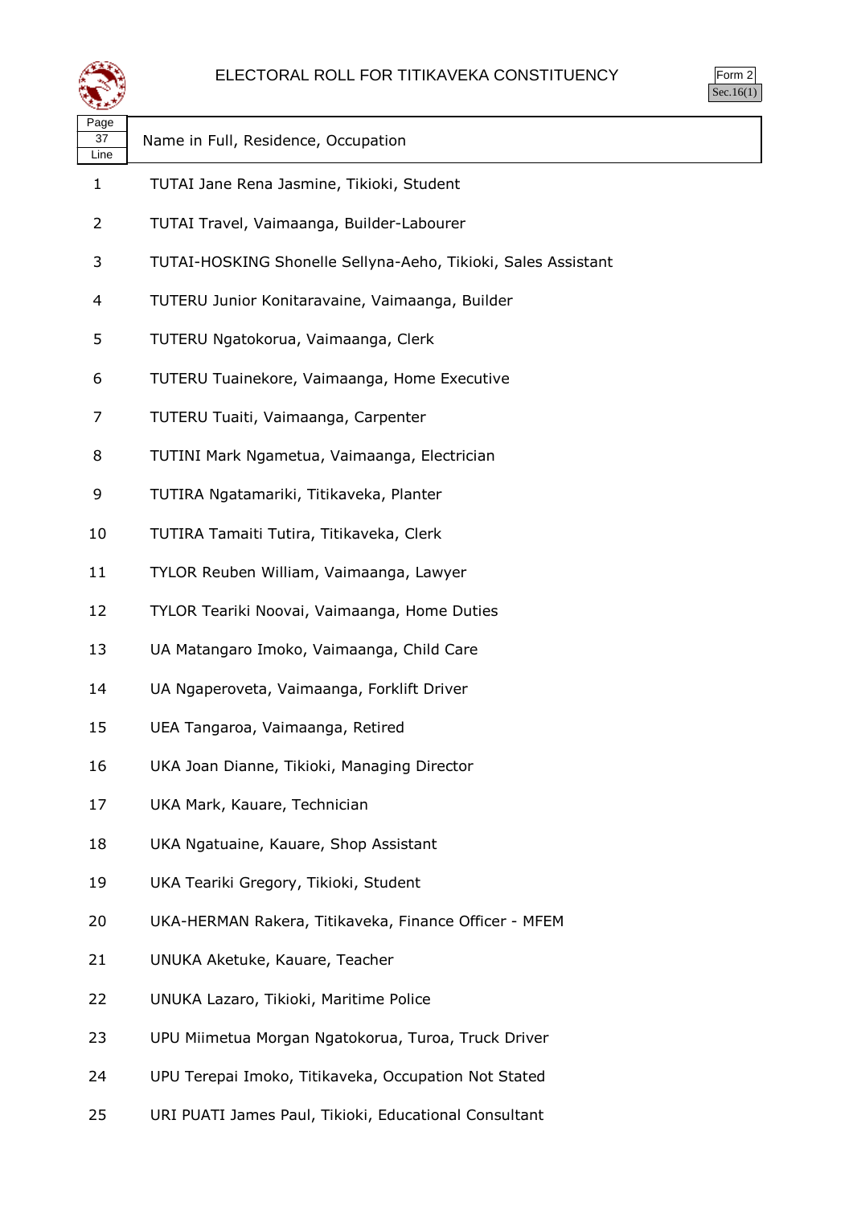# ELECTORAL ROLL FOR TITIKAVEKA CONSTITUENCY

Form 2
Sec.16(1)

| Page 37 Line | Name in Full, Residence, Occupation |
|---|---|
| 1 | TUTAI Jane Rena Jasmine, Tikioki, Student |
| 2 | TUTAI Travel, Vaimaanga, Builder-Labourer |
| 3 | TUTAI-HOSKING Shonelle Sellyna-Aeho, Tikioki, Sales Assistant |
| 4 | TUTERU Junior Konitaravaine, Vaimaanga, Builder |
| 5 | TUTERU Ngatokorua, Vaimaanga, Clerk |
| 6 | TUTERU Tuainekore, Vaimaanga, Home Executive |
| 7 | TUTERU Tuaiti, Vaimaanga, Carpenter |
| 8 | TUTINI Mark Ngametua, Vaimaanga, Electrician |
| 9 | TUTIRA Ngatamariki, Titikaveka, Planter |
| 10 | TUTIRA Tamaiti Tutira, Titikaveka, Clerk |
| 11 | TYLOR Reuben William, Vaimaanga, Lawyer |
| 12 | TYLOR Teariki Noovai, Vaimaanga, Home Duties |
| 13 | UA Matangaro Imoko, Vaimaanga, Child Care |
| 14 | UA Ngaperoveta, Vaimaanga, Forklift Driver |
| 15 | UEA Tangaroa, Vaimaanga, Retired |
| 16 | UKA Joan Dianne, Tikioki, Managing Director |
| 17 | UKA Mark, Kauare, Technician |
| 18 | UKA Ngatuaine, Kauare, Shop Assistant |
| 19 | UKA Teariki Gregory, Tikioki, Student |
| 20 | UKA-HERMAN Rakera, Titikaveka, Finance Officer - MFEM |
| 21 | UNUKA Aketuke, Kauare, Teacher |
| 22 | UNUKA Lazaro, Tikioki, Maritime Police |
| 23 | UPU Miimetua Morgan Ngatokorua, Turoa, Truck Driver |
| 24 | UPU Terepai Imoko, Titikaveka, Occupation Not Stated |
| 25 | URI PUATI James Paul, Tikioki, Educational Consultant |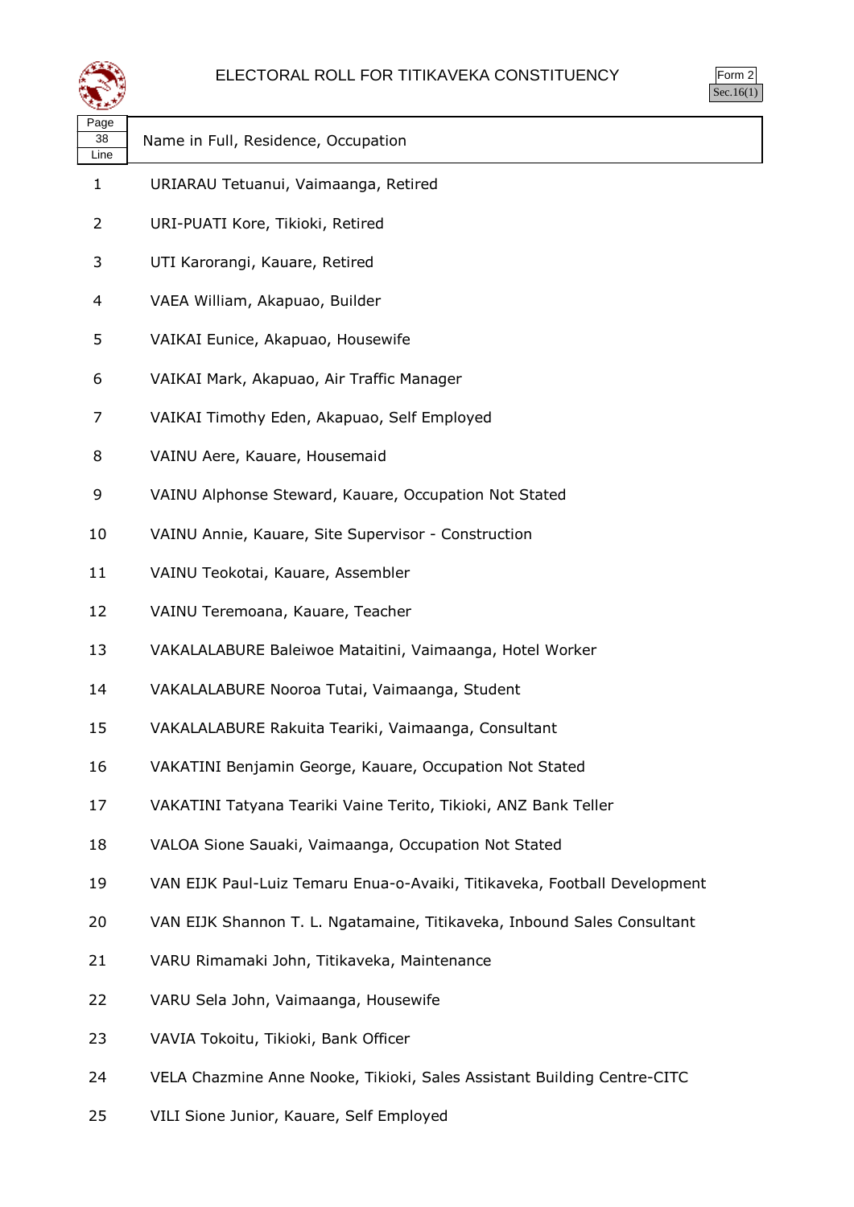# ELECTORAL ROLL FOR TITIKAVEKA CONSTITUENCY

Form 2
Sec.16(1)

| Page 38 Line | Name in Full, Residence, Occupation |
|---|---|
| 1 | URIARAU Tetuanui, Vaimaanga, Retired |
| 2 | URI-PUATI Kore, Tikioki, Retired |
| 3 | UTI Karorangi, Kauare, Retired |
| 4 | VAEA William, Akapuao, Builder |
| 5 | VAIKAI Eunice, Akapuao, Housewife |
| 6 | VAIKAI Mark, Akapuao, Air Traffic Manager |
| 7 | VAIKAI Timothy Eden, Akapuao, Self Employed |
| 8 | VAINU Aere, Kauare, Housemaid |
| 9 | VAINU Alphonse Steward, Kauare, Occupation Not Stated |
| 10 | VAINU Annie, Kauare, Site Supervisor - Construction |
| 11 | VAINU Teokotai, Kauare, Assembler |
| 12 | VAINU Teremoana, Kauare, Teacher |
| 13 | VAKALALABURE Baleiwoe Mataitini, Vaimaanga, Hotel Worker |
| 14 | VAKALALABURE Nooroa Tutai, Vaimaanga, Student |
| 15 | VAKALALABURE Rakuita Teariki, Vaimaanga, Consultant |
| 16 | VAKATINI Benjamin George, Kauare, Occupation Not Stated |
| 17 | VAKATINI Tatyana Teariki Vaine Terito, Tikioki, ANZ Bank Teller |
| 18 | VALOA Sione Sauaki, Vaimaanga, Occupation Not Stated |
| 19 | VAN EIJK Paul-Luiz Temaru Enua-o-Avaiki, Titikaveka, Football Development |
| 20 | VAN EIJK Shannon T. L. Ngatamaine, Titikaveka, Inbound Sales Consultant |
| 21 | VARU Rimamaki John, Titikaveka, Maintenance |
| 22 | VARU Sela John, Vaimaanga, Housewife |
| 23 | VAVIA Tokoitu, Tikioki, Bank Officer |
| 24 | VELA Chazmine Anne Nooke, Tikioki, Sales Assistant Building Centre-CITC |
| 25 | VILI Sione Junior, Kauare, Self Employed |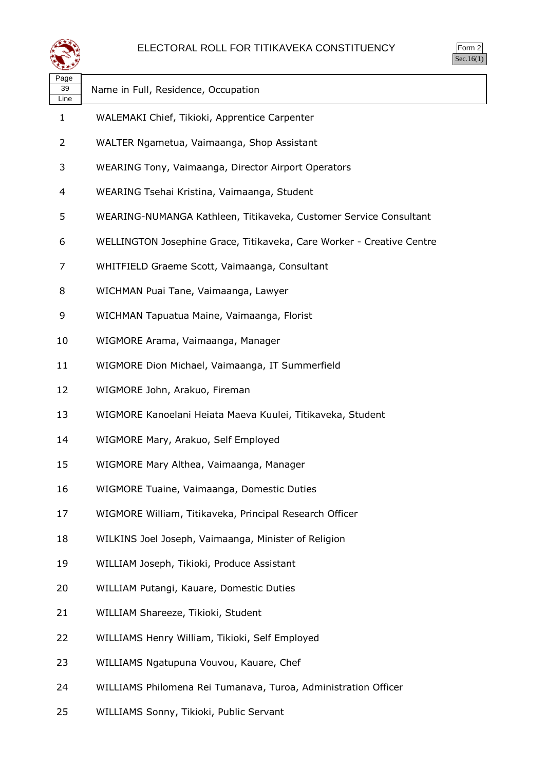# ELECTORAL ROLL FOR TITIKAVEKA CONSTITUENCY

Form 2
Sec.16(1)

| Page 39 Line | Name in Full, Residence, Occupation |
|---|---|
| 1 | WALEMAKI Chief, Tikioki, Apprentice Carpenter |
| 2 | WALTER Ngametua, Vaimaanga, Shop Assistant |
| 3 | WEARING Tony, Vaimaanga, Director Airport Operators |
| 4 | WEARING Tsehai Kristina, Vaimaanga, Student |
| 5 | WEARING-NUMANGA Kathleen, Titikaveka, Customer Service Consultant |
| 6 | WELLINGTON Josephine Grace, Titikaveka, Care Worker - Creative Centre |
| 7 | WHITFIELD Graeme Scott, Vaimaanga, Consultant |
| 8 | WICHMAN Puai Tane, Vaimaanga, Lawyer |
| 9 | WICHMAN Tapuatua Maine, Vaimaanga, Florist |
| 10 | WIGMORE Arama, Vaimaanga, Manager |
| 11 | WIGMORE Dion Michael, Vaimaanga, IT Summerfield |
| 12 | WIGMORE John, Arakuo, Fireman |
| 13 | WIGMORE Kanoelani Heiata Maeva Kuulei, Titikaveka, Student |
| 14 | WIGMORE Mary, Arakuo, Self Employed |
| 15 | WIGMORE Mary Althea, Vaimaanga, Manager |
| 16 | WIGMORE Tuaine, Vaimaanga, Domestic Duties |
| 17 | WIGMORE William, Titikaveka, Principal Research Officer |
| 18 | WILKINS Joel Joseph, Vaimaanga, Minister of Religion |
| 19 | WILLIAM Joseph, Tikioki, Produce Assistant |
| 20 | WILLIAM Putangi, Kauare, Domestic Duties |
| 21 | WILLIAM Shareeze, Tikioki, Student |
| 22 | WILLIAMS Henry William, Tikioki, Self Employed |
| 23 | WILLIAMS Ngatupuna Vouvou, Kauare, Chef |
| 24 | WILLIAMS Philomena Rei Tumanava, Turoa, Administration Officer |
| 25 | WILLIAMS Sonny, Tikioki, Public Servant |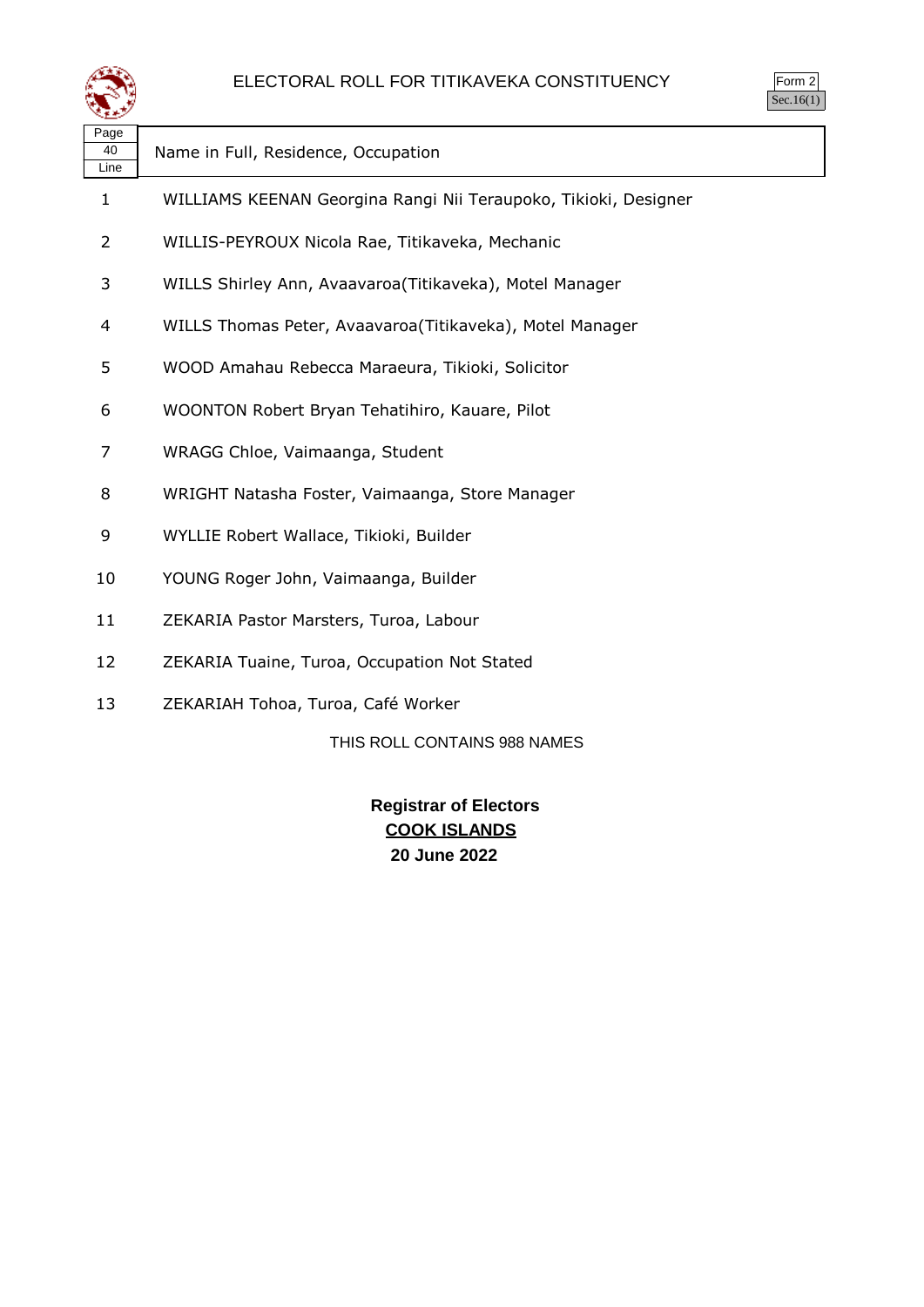# ELECTORAL ROLL FOR TITIKAVEKA CONSTITUENCY

Form 2
Sec.16(1)

| Page 40 Line | Name in Full, Residence, Occupation |
|---|---|
| 1 | WILLIAMS KEENAN Georgina Rangi Nii Teraupoko, Tikioki, Designer |
| 2 | WILLIS-PEYROUX Nicola Rae, Titikaveka, Mechanic |
| 3 | WILLS Shirley Ann, Avaavaroa(Titikaveka), Motel Manager |
| 4 | WILLS Thomas Peter, Avaavaroa(Titikaveka), Motel Manager |
| 5 | WOOD Amahau Rebecca Maraeura, Tikioki, Solicitor |
| 6 | WOONTON Robert Bryan Tehatihiro, Kauare, Pilot |
| 7 | WRAGG Chloe, Vaimaanga, Student |
| 8 | WRIGHT Natasha Foster, Vaimaanga, Store Manager |
| 9 | WYLLIE Robert Wallace, Tikioki, Builder |
| 10 | YOUNG Roger John, Vaimaanga, Builder |
| 11 | ZEKARIA Pastor Marsters, Turoa, Labour |
| 12 | ZEKARIA Tuaine, Turoa, Occupation Not Stated |
| 13 | ZEKARIAH Tohoa, Turoa, Café Worker |

THIS ROLL CONTAINS 988 NAMES

**Registrar of Electors**
**COOK ISLANDS**
**20 June 2022**